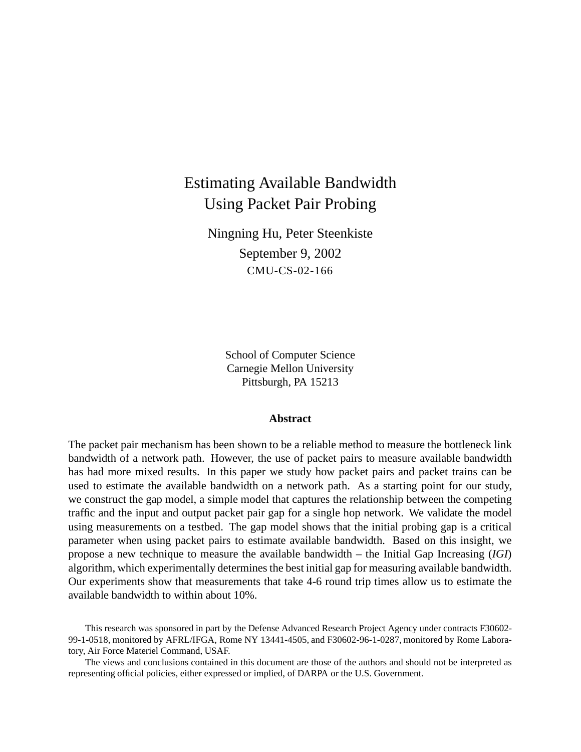# Estimating Available Bandwidth Using Packet Pair Probing

Ningning Hu, Peter Steenkiste

September 9, 2002

CMU-CS-02-166

School of Computer Science
Carnegie Mellon University
Pittsburgh, PA 15213

## Abstract

The packet pair mechanism has been shown to be a reliable method to measure the bottleneck link bandwidth of a network path. However, the use of packet pairs to measure available bandwidth has had more mixed results. In this paper we study how packet pairs and packet trains can be used to estimate the available bandwidth on a network path. As a starting point for our study, we construct the gap model, a simple model that captures the relationship between the competing traffic and the input and output packet pair gap for a single hop network. We validate the model using measurements on a testbed. The gap model shows that the initial probing gap is a critical parameter when using packet pairs to estimate available bandwidth. Based on this insight, we propose a new technique to measure the available bandwidth – the Initial Gap Increasing (*IGI*) algorithm, which experimentally determines the best initial gap for measuring available bandwidth. Our experiments show that measurements that take 4-6 round trip times allow us to estimate the available bandwidth to within about 10%.

This research was sponsored in part by the Defense Advanced Research Project Agency under contracts F30602-99-1-0518, monitored by AFRL/IFGA, Rome NY 13441-4505, and F30602-96-1-0287, monitored by Rome Laboratory, Air Force Materiel Command, USAF.

The views and conclusions contained in this document are those of the authors and should not be interpreted as representing official policies, either expressed or implied, of DARPA or the U.S. Government.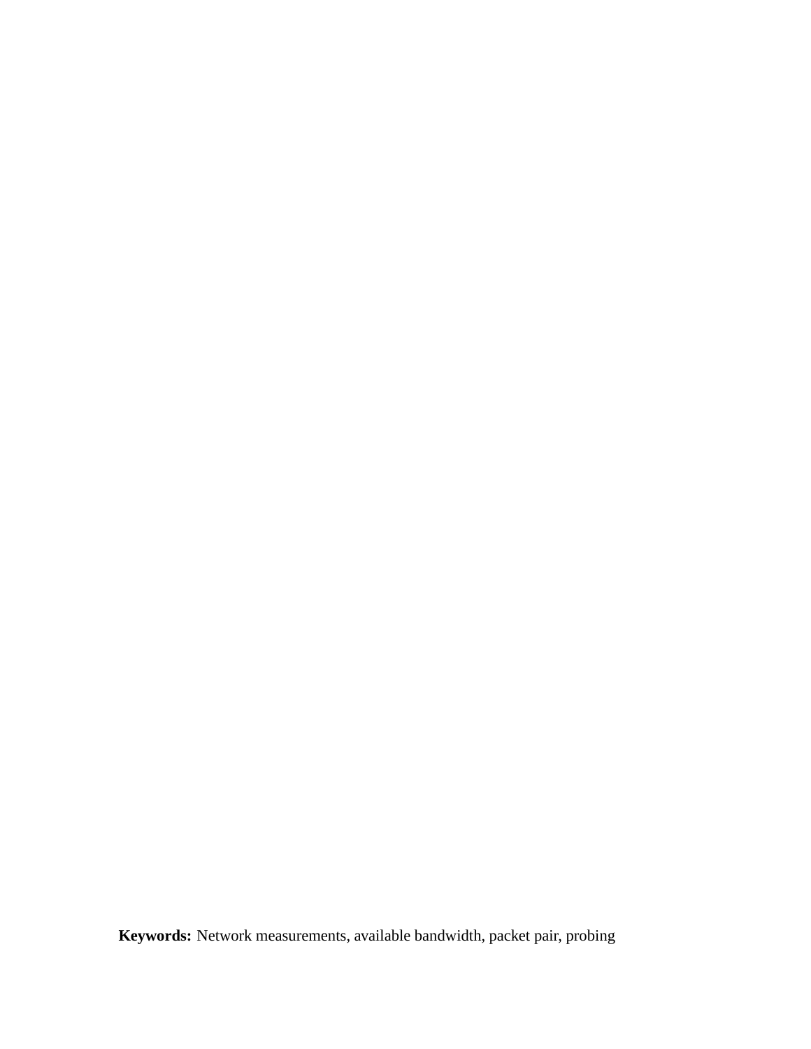**Keywords:** Network measurements, available bandwidth, packet pair, probing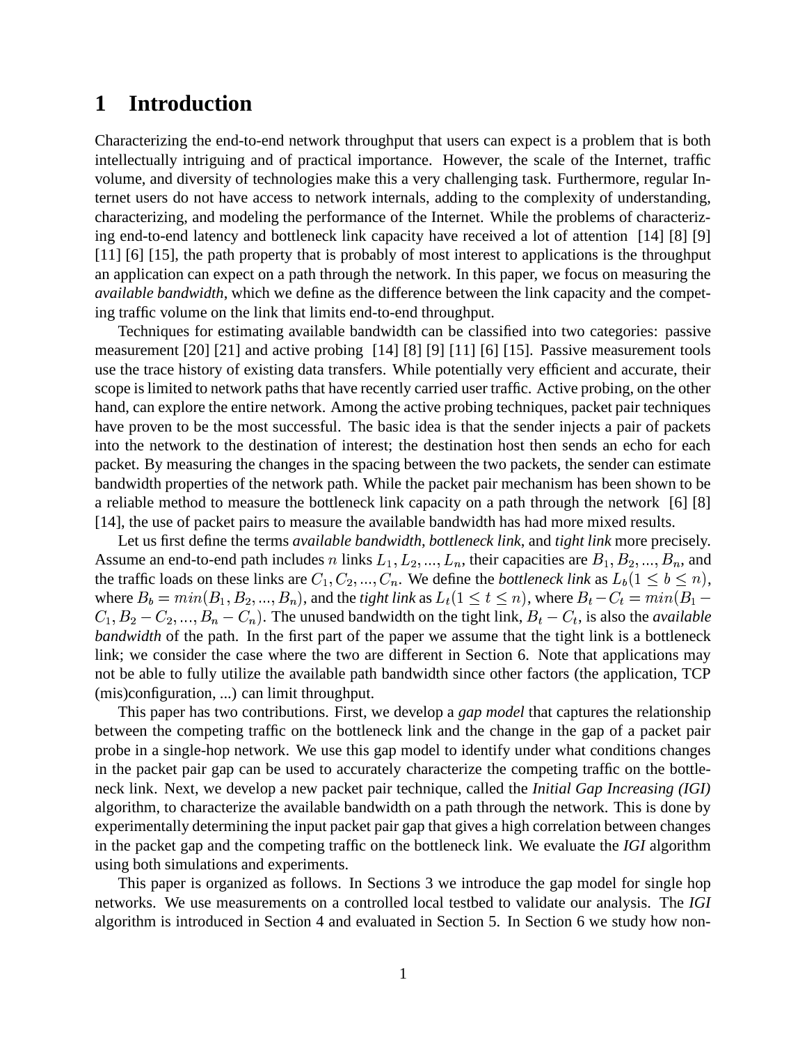# 1 Introduction

Characterizing the end-to-end network throughput that users can expect is a problem that is both intellectually intriguing and of practical importance. However, the scale of the Internet, traffic volume, and diversity of technologies make this a very challenging task. Furthermore, regular Internet users do not have access to network internals, adding to the complexity of understanding, characterizing, and modeling the performance of the Internet. While the problems of characterizing end-to-end latency and bottleneck link capacity have received a lot of attention [14] [8] [9] [11] [6] [15], the path property that is probably of most interest to applications is the throughput an application can expect on a path through the network. In this paper, we focus on measuring the *available bandwidth*, which we define as the difference between the link capacity and the competing traffic volume on the link that limits end-to-end throughput.

Techniques for estimating available bandwidth can be classified into two categories: passive measurement [20] [21] and active probing [14] [8] [9] [11] [6] [15]. Passive measurement tools use the trace history of existing data transfers. While potentially very efficient and accurate, their scope is limited to network paths that have recently carried user traffic. Active probing, on the other hand, can explore the entire network. Among the active probing techniques, packet pair techniques have proven to be the most successful. The basic idea is that the sender injects a pair of packets into the network to the destination of interest; the destination host then sends an echo for each packet. By measuring the changes in the spacing between the two packets, the sender can estimate bandwidth properties of the network path. While the packet pair mechanism has been shown to be a reliable method to measure the bottleneck link capacity on a path through the network [6] [8] [14], the use of packet pairs to measure the available bandwidth has had more mixed results.

Let us first define the terms *available bandwidth*, *bottleneck link*, and *tight link* more precisely. Assume an end-to-end path includes $n$ links $L_1, L_2, ..., L_n$, their capacities are $B_1, B_2, ..., B_n$, and the traffic loads on these links are $C_1, C_2, ..., C_n$. We define the *bottleneck link* as $L_b(1 \leq b \leq n)$, where $B_b = min(B_1, B_2, ..., B_n)$, and the *tight link* as $L_t(1 \leq t \leq n)$, where $B_t - C_t = min(B_1 - C_1, B_2 - C_2, ..., B_n - C_n)$. The unused bandwidth on the tight link, $B_t - C_t$, is also the *available bandwidth* of the path. In the first part of the paper we assume that the tight link is a bottleneck link; we consider the case where the two are different in Section 6. Note that applications may not be able to fully utilize the available path bandwidth since other factors (the application, TCP (mis)configuration, ...) can limit throughput.

This paper has two contributions. First, we develop a *gap model* that captures the relationship between the competing traffic on the bottleneck link and the change in the gap of a packet pair probe in a single-hop network. We use this gap model to identify under what conditions changes in the packet pair gap can be used to accurately characterize the competing traffic on the bottleneck link. Next, we develop a new packet pair technique, called the *Initial Gap Increasing (IGI)* algorithm, to characterize the available bandwidth on a path through the network. This is done by experimentally determining the input packet pair gap that gives a high correlation between changes in the packet gap and the competing traffic on the bottleneck link. We evaluate the *IGI* algorithm using both simulations and experiments.

This paper is organized as follows. In Sections 3 we introduce the gap model for single hop networks. We use measurements on a controlled local testbed to validate our analysis. The *IGI* algorithm is introduced in Section 4 and evaluated in Section 5. In Section 6 we study how non-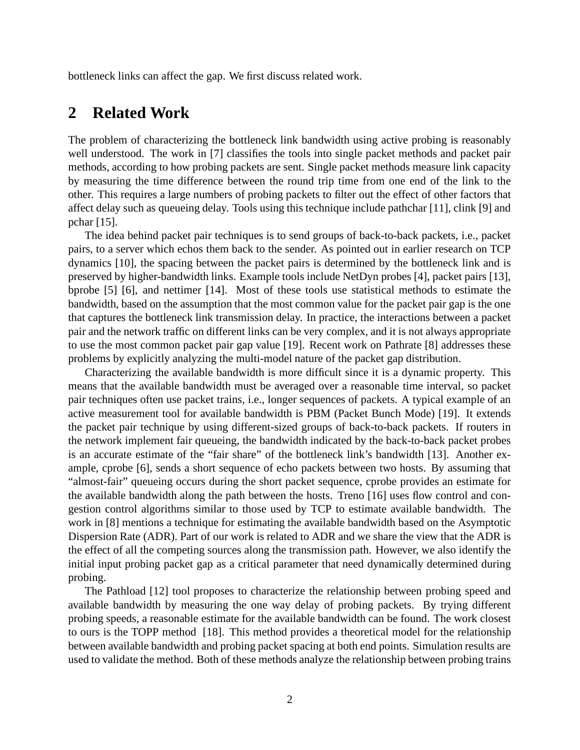bottleneck links can affect the gap. We first discuss related work.

## 2 Related Work

The problem of characterizing the bottleneck link bandwidth using active probing is reasonably well understood. The work in [7] classifies the tools into single packet methods and packet pair methods, according to how probing packets are sent. Single packet methods measure link capacity by measuring the time difference between the round trip time from one end of the link to the other. This requires a large numbers of probing packets to filter out the effect of other factors that affect delay such as queueing delay. Tools using this technique include pathchar [11], clink [9] and pchar [15].

The idea behind packet pair techniques is to send groups of back-to-back packets, i.e., packet pairs, to a server which echos them back to the sender. As pointed out in earlier research on TCP dynamics [10], the spacing between the packet pairs is determined by the bottleneck link and is preserved by higher-bandwidth links. Example tools include NetDyn probes [4], packet pairs [13], bprobe [5] [6], and nettimer [14]. Most of these tools use statistical methods to estimate the bandwidth, based on the assumption that the most common value for the packet pair gap is the one that captures the bottleneck link transmission delay. In practice, the interactions between a packet pair and the network traffic on different links can be very complex, and it is not always appropriate to use the most common packet pair gap value [19]. Recent work on Pathrate [8] addresses these problems by explicitly analyzing the multi-model nature of the packet gap distribution.

Characterizing the available bandwidth is more difficult since it is a dynamic property. This means that the available bandwidth must be averaged over a reasonable time interval, so packet pair techniques often use packet trains, i.e., longer sequences of packets. A typical example of an active measurement tool for available bandwidth is PBM (Packet Bunch Mode) [19]. It extends the packet pair technique by using different-sized groups of back-to-back packets. If routers in the network implement fair queueing, the bandwidth indicated by the back-to-back packet probes is an accurate estimate of the "fair share" of the bottleneck link's bandwidth [13]. Another example, cprobe [6], sends a short sequence of echo packets between two hosts. By assuming that "almost-fair" queueing occurs during the short packet sequence, cprobe provides an estimate for the available bandwidth along the path between the hosts. Treno [16] uses flow control and congestion control algorithms similar to those used by TCP to estimate available bandwidth. The work in [8] mentions a technique for estimating the available bandwidth based on the Asymptotic Dispersion Rate (ADR). Part of our work is related to ADR and we share the view that the ADR is the effect of all the competing sources along the transmission path. However, we also identify the initial input probing packet gap as a critical parameter that need dynamically determined during probing.

The Pathload [12] tool proposes to characterize the relationship between probing speed and available bandwidth by measuring the one way delay of probing packets. By trying different probing speeds, a reasonable estimate for the available bandwidth can be found. The work closest to ours is the TOPP method [18]. This method provides a theoretical model for the relationship between available bandwidth and probing packet spacing at both end points. Simulation results are used to validate the method. Both of these methods analyze the relationship between probing trains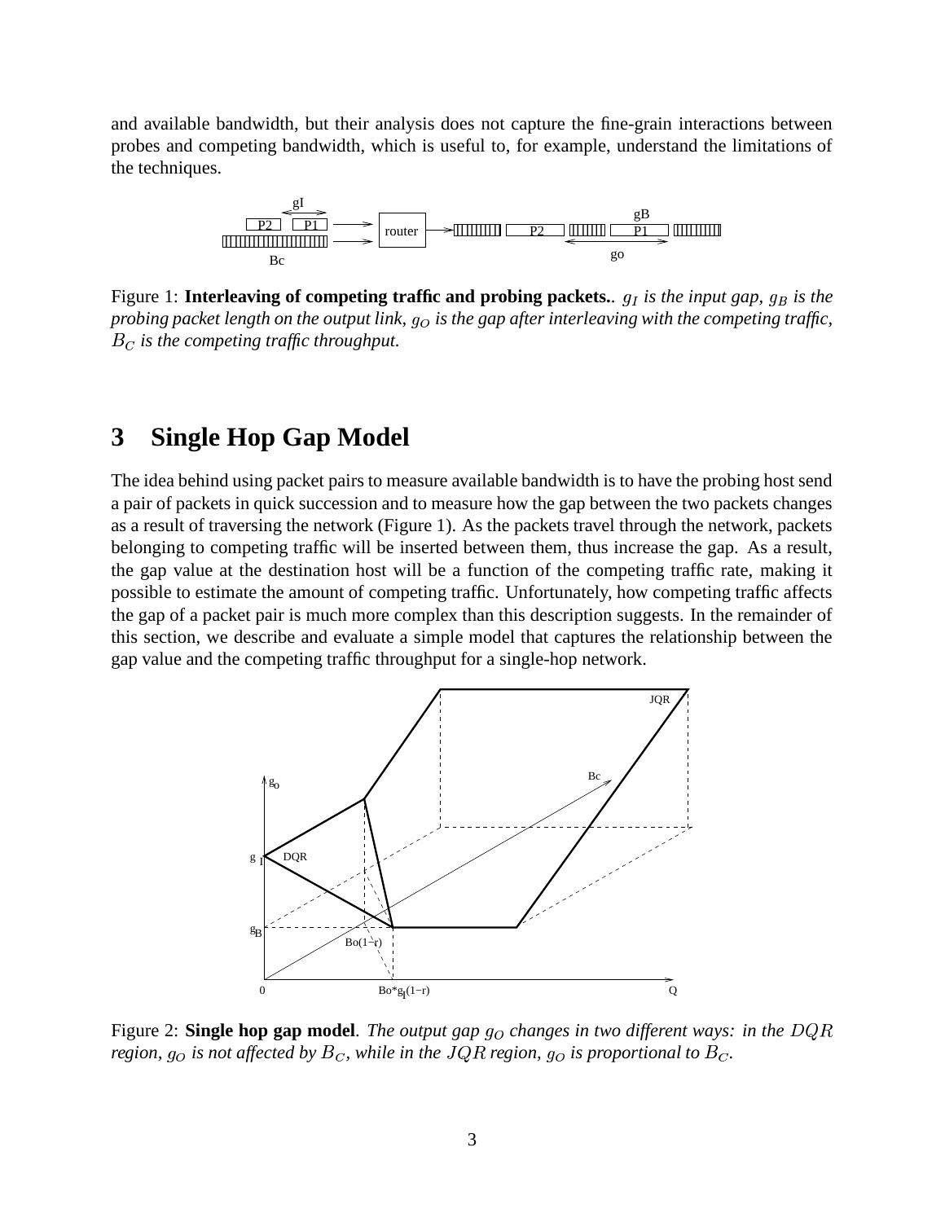and available bandwidth, but their analysis does not capture the fine-grain interactions between probes and competing bandwidth, which is useful to, for example, understand the limitations of the techniques.

Figure 1: **Interleaving of competing traffic and probing packets.**. *$g_I$ is the input gap, $g_B$ is the probing packet length on the output link, $g_O$ is the gap after interleaving with the competing traffic, $B_C$ is the competing traffic throughput.*

## 3 Single Hop Gap Model

The idea behind using packet pairs to measure available bandwidth is to have the probing host send a pair of packets in quick succession and to measure how the gap between the two packets changes as a result of traversing the network (Figure 1). As the packets travel through the network, packets belonging to competing traffic will be inserted between them, thus increase the gap. As a result, the gap value at the destination host will be a function of the competing traffic rate, making it possible to estimate the amount of competing traffic. Unfortunately, how competing traffic affects the gap of a packet pair is much more complex than this description suggests. In the remainder of this section, we describe and evaluate a simple model that captures the relationship between the gap value and the competing traffic throughput for a single-hop network.

Figure 2: **Single hop gap model**. *The output gap $g_O$ changes in two different ways: in the $DQR$ region, $g_O$ is not affected by $B_C$, while in the $JQR$ region, $g_O$ is proportional to $B_C$.*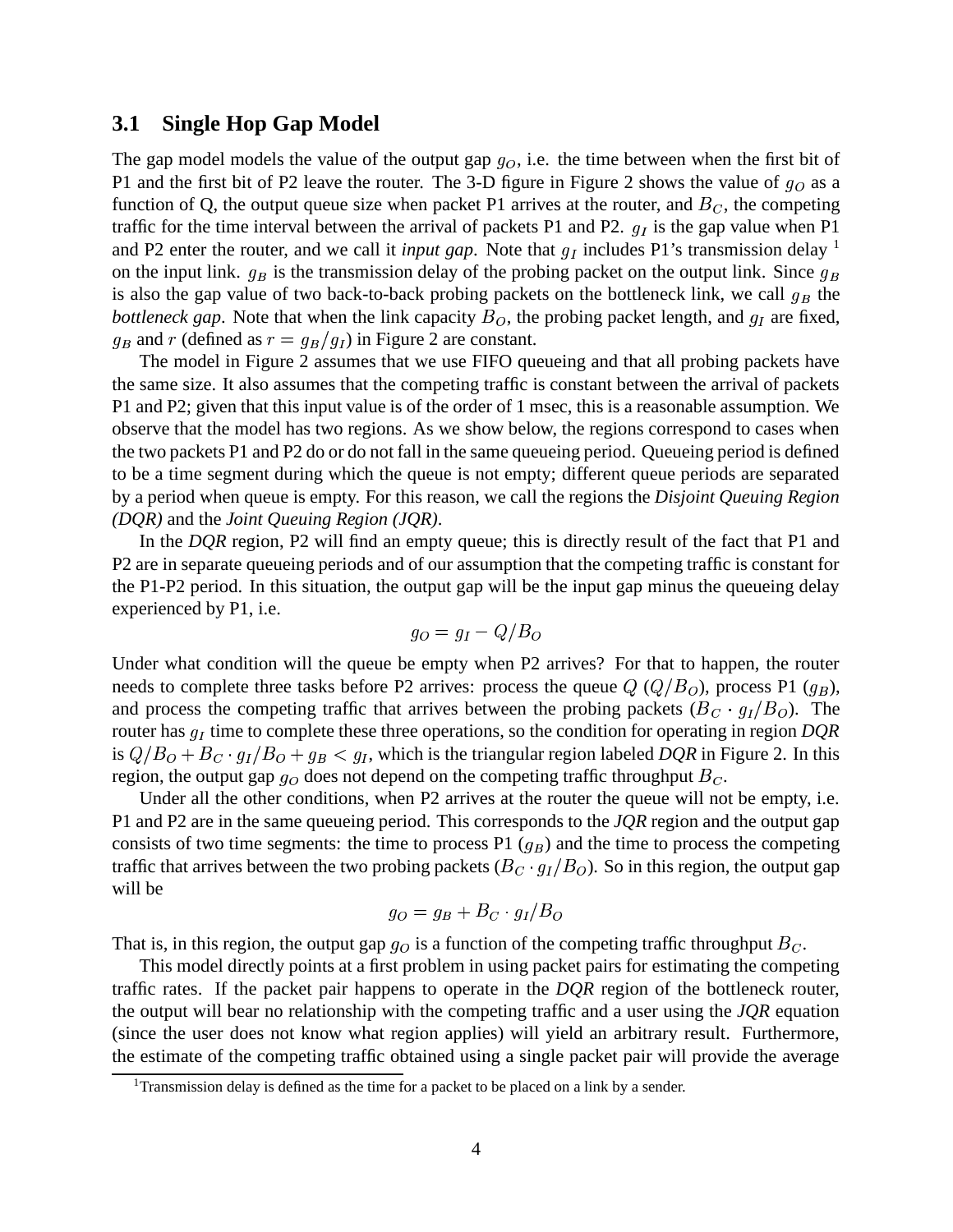### 3.1 Single Hop Gap Model

The gap model models the value of the output gap $g_O$, i.e. the time between when the first bit of P1 and the first bit of P2 leave the router. The 3-D figure in Figure 2 shows the value of $g_O$ as a function of Q, the output queue size when packet P1 arrives at the router, and $B_C$, the competing traffic for the time interval between the arrival of packets P1 and P2. $g_I$ is the gap value when P1 and P2 enter the router, and we call it *input gap*. Note that $g_I$ includes P1's transmission delay [1] on the input link. $g_B$ is the transmission delay of the probing packet on the output link. Since $g_B$ is also the gap value of two back-to-back probing packets on the bottleneck link, we call $g_B$ the *bottleneck gap*. Note that when the link capacity $B_O$, the probing packet length, and $g_I$ are fixed, $g_B$ and $r$ (defined as $r = g_B/g_I$) in Figure 2 are constant.

The model in Figure 2 assumes that we use FIFO queueing and that all probing packets have the same size. It also assumes that the competing traffic is constant between the arrival of packets P1 and P2; given that this input value is of the order of 1 msec, this is a reasonable assumption. We observe that the model has two regions. As we show below, the regions correspond to cases when the two packets P1 and P2 do or do not fall in the same queueing period. Queueing period is defined to be a time segment during which the queue is not empty; different queue periods are separated by a period when queue is empty. For this reason, we call the regions the *Disjoint Queuing Region (DQR)* and the *Joint Queuing Region (JQR)*.

In the *DQR* region, P2 will find an empty queue; this is directly result of the fact that P1 and P2 are in separate queueing periods and of our assumption that the competing traffic is constant for the P1-P2 period. In this situation, the output gap will be the input gap minus the queueing delay experienced by P1, i.e.

$$g_O = g_I - Q/B_O$$

Under what condition will the queue be empty when P2 arrives? For that to happen, the router needs to complete three tasks before P2 arrives: process the queue $Q$ ($Q/B_O$), process P1 ($g_B$), and process the competing traffic that arrives between the probing packets ($B_C \cdot g_I/B_O$). The router has $g_I$ time to complete these three operations, so the condition for operating in region *DQR* is $Q/B_O + B_C \cdot g_I/B_O + g_B < g_I$, which is the triangular region labeled *DQR* in Figure 2. In this region, the output gap $g_O$ does not depend on the competing traffic throughput $B_C$.

Under all the other conditions, when P2 arrives at the router the queue will not be empty, i.e. P1 and P2 are in the same queueing period. This corresponds to the *JQR* region and the output gap consists of two time segments: the time to process P1 ($g_B$) and the time to process the competing traffic that arrives between the two probing packets ($B_C \cdot g_I/B_O$). So in this region, the output gap will be

$$g_O = g_B + B_C \cdot g_I/B_O$$

That is, in this region, the output gap $g_O$ is a function of the competing traffic throughput $B_C$.

This model directly points at a first problem in using packet pairs for estimating the competing traffic rates. If the packet pair happens to operate in the *DQR* region of the bottleneck router, the output will bear no relationship with the competing traffic and a user using the *JQR* equation (since the user does not know what region applies) will yield an arbitrary result. Furthermore, the estimate of the competing traffic obtained using a single packet pair will provide the average

[1] Transmission delay is defined as the time for a packet to be placed on a link by a sender.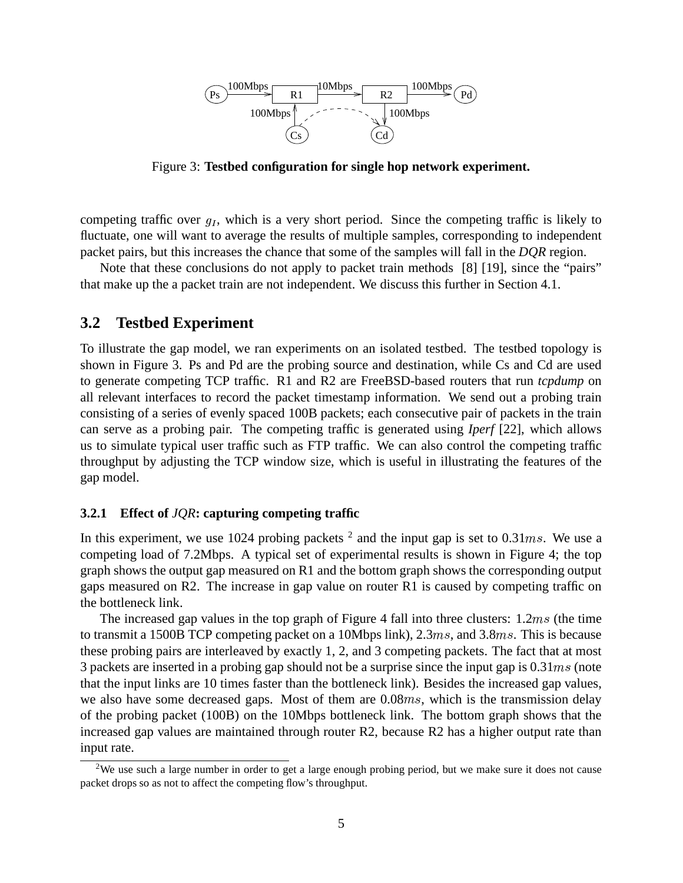Figure 3: **Testbed configuration for single hop network experiment.**

competing traffic over $g_I$, which is a very short period. Since the competing traffic is likely to fluctuate, one will want to average the results of multiple samples, corresponding to independent packet pairs, but this increases the chance that some of the samples will fall in the *DQR* region.

Note that these conclusions do not apply to packet train methods [8] [19], since the "pairs" that make up the a packet train are not independent. We discuss this further in Section 4.1.

## 3.2 Testbed Experiment

To illustrate the gap model, we ran experiments on an isolated testbed. The testbed topology is shown in Figure 3. Ps and Pd are the probing source and destination, while Cs and Cd are used to generate competing TCP traffic. R1 and R2 are FreeBSD-based routers that run *tcpdump* on all relevant interfaces to record the packet timestamp information. We send out a probing train consisting of a series of evenly spaced 100B packets; each consecutive pair of packets in the train can serve as a probing pair. The competing traffic is generated using *Iperf* [22], which allows us to simulate typical user traffic such as FTP traffic. We can also control the competing traffic throughput by adjusting the TCP window size, which is useful in illustrating the features of the gap model.

### 3.2.1 Effect of *JQR*: capturing competing traffic

In this experiment, we use 1024 probing packets [2] and the input gap is set to 0.31$ms$. We use a competing load of 7.2Mbps. A typical set of experimental results is shown in Figure 4; the top graph shows the output gap measured on R1 and the bottom graph shows the corresponding output gaps measured on R2. The increase in gap value on router R1 is caused by competing traffic on the bottleneck link.

The increased gap values in the top graph of Figure 4 fall into three clusters: 1.2$ms$ (the time to transmit a 1500B TCP competing packet on a 10Mbps link), 2.3$ms$, and 3.8$ms$. This is because these probing pairs are interleaved by exactly 1, 2, and 3 competing packets. The fact that at most 3 packets are inserted in a probing gap should not be a surprise since the input gap is 0.31$ms$ (note that the input links are 10 times faster than the bottleneck link). Besides the increased gap values, we also have some decreased gaps. Most of them are 0.08$ms$, which is the transmission delay of the probing packet (100B) on the 10Mbps bottleneck link. The bottom graph shows that the increased gap values are maintained through router R2, because R2 has a higher output rate than input rate.

[2] We use such a large number in order to get a large enough probing period, but we make sure it does not cause packet drops so as not to affect the competing flow's throughput.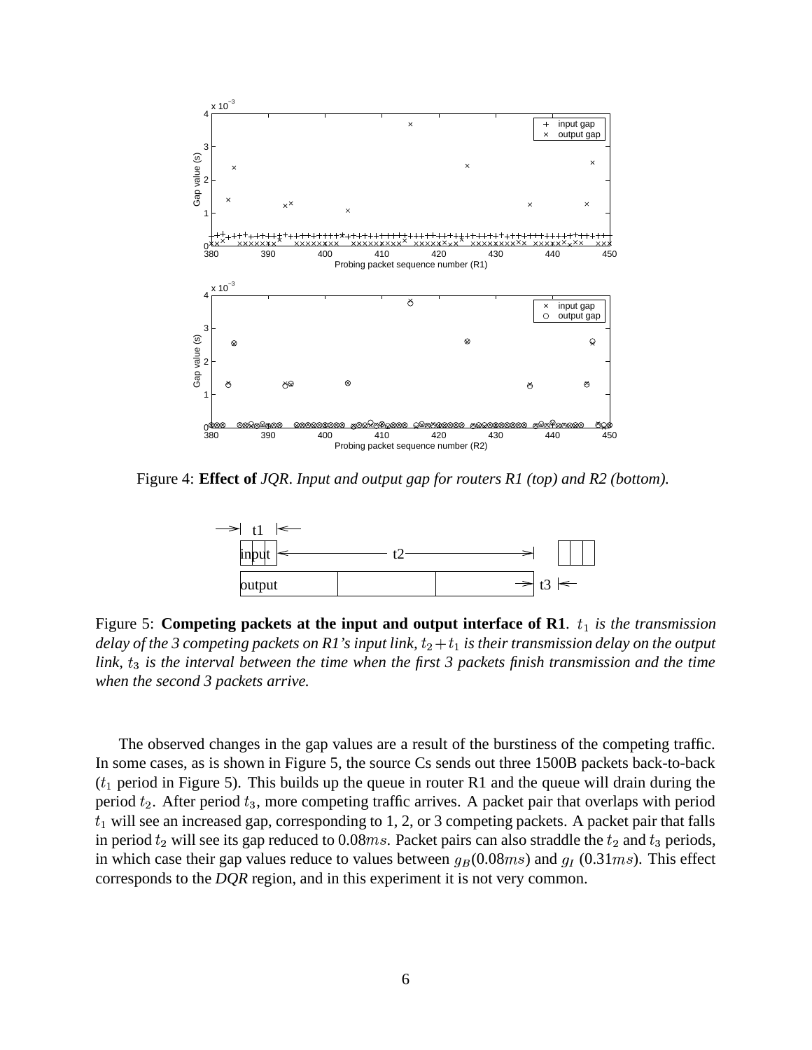Figure 4: **Effect of** *JQR*. *Input and output gap for routers R1 (top) and R2 (bottom).*

Figure 5: **Competing packets at the input and output interface of R1**. *$t_1$ is the transmission delay of the 3 competing packets on R1's input link, $t_2 + t_1$ is their transmission delay on the output link, $t_3$ is the interval between the time when the first 3 packets finish transmission and the time when the second 3 packets arrive.*

The observed changes in the gap values are a result of the burstiness of the competing traffic. In some cases, as is shown in Figure 5, the source Cs sends out three 1500B packets back-to-back ($t_1$ period in Figure 5). This builds up the queue in router R1 and the queue will drain during the period $t_2$. After period $t_3$, more competing traffic arrives. A packet pair that overlaps with period $t_1$ will see an increased gap, corresponding to 1, 2, or 3 competing packets. A packet pair that falls in period $t_2$ will see its gap reduced to $0.08ms$. Packet pairs can also straddle the $t_2$ and $t_3$ periods, in which case their gap values reduce to values between $g_B(0.08ms)$ and $g_I$ $(0.31ms)$. This effect corresponds to the *DQR* region, and in this experiment it is not very common.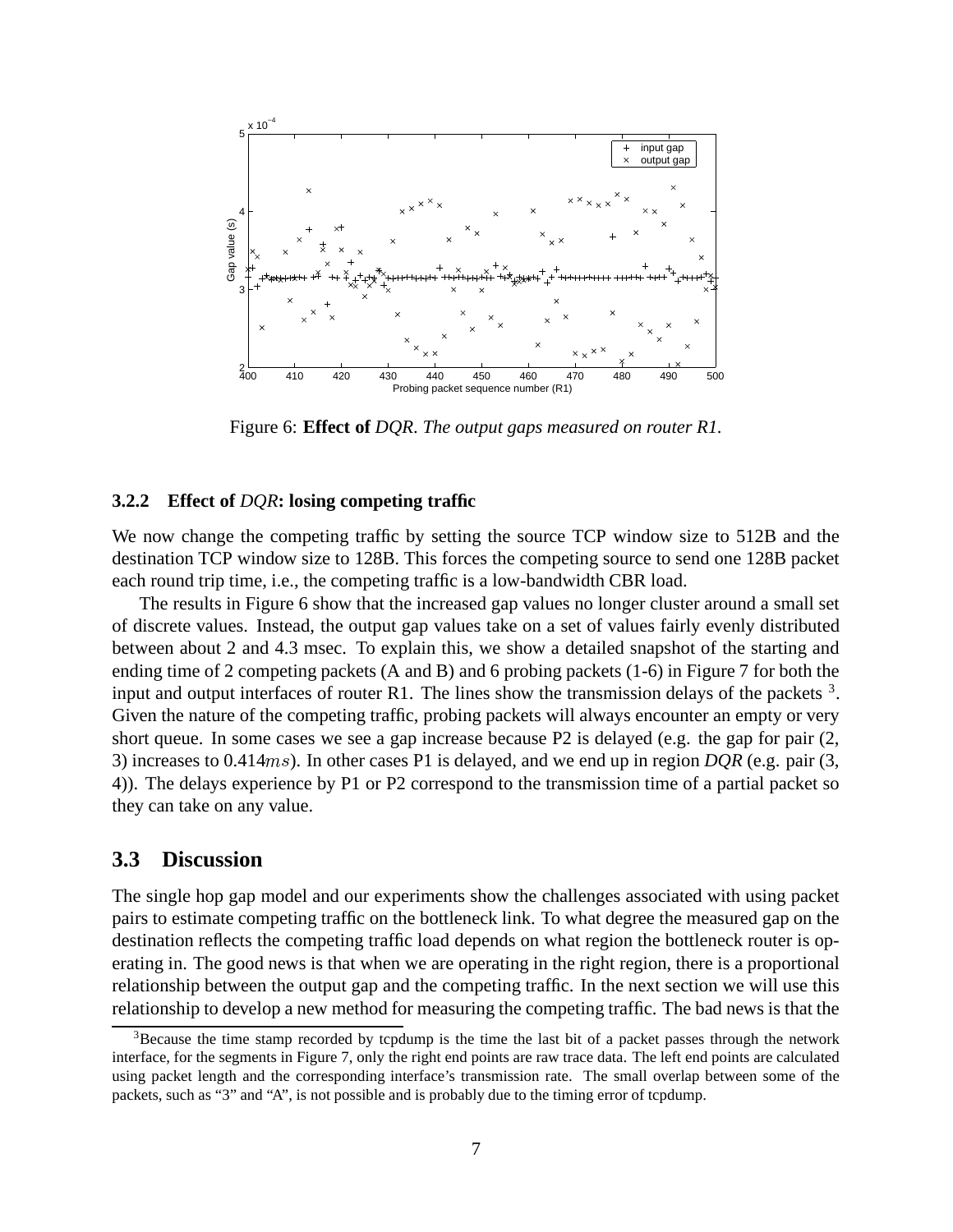Figure 6: **Effect of** *DQR*. *The output gaps measured on router R1.*

### 3.2.2 Effect of *DQR*: losing competing traffic

We now change the competing traffic by setting the source TCP window size to 512B and the destination TCP window size to 128B. This forces the competing source to send one 128B packet each round trip time, i.e., the competing traffic is a low-bandwidth CBR load.

The results in Figure 6 show that the increased gap values no longer cluster around a small set of discrete values. Instead, the output gap values take on a set of values fairly evenly distributed between about 2 and 4.3 msec. To explain this, we show a detailed snapshot of the starting and ending time of 2 competing packets (A and B) and 6 probing packets (1-6) in Figure 7 for both the input and output interfaces of router R1. The lines show the transmission delays of the packets [3]. Given the nature of the competing traffic, probing packets will always encounter an empty or very short queue. In some cases we see a gap increase because P2 is delayed (e.g. the gap for pair (2, 3) increases to 0.414$ms$). In other cases P1 is delayed, and we end up in region *DQR* (e.g. pair (3, 4)). The delays experience by P1 or P2 correspond to the transmission time of a partial packet so they can take on any value.

## 3.3 Discussion

The single hop gap model and our experiments show the challenges associated with using packet pairs to estimate competing traffic on the bottleneck link. To what degree the measured gap on the destination reflects the competing traffic load depends on what region the bottleneck router is operating in. The good news is that when we are operating in the right region, there is a proportional relationship between the output gap and the competing traffic. In the next section we will use this relationship to develop a new method for measuring the competing traffic. The bad news is that the

[3] Because the time stamp recorded by tcpdump is the time the last bit of a packet passes through the network interface, for the segments in Figure 7, only the right end points are raw trace data. The left end points are calculated using packet length and the corresponding interface's transmission rate. The small overlap between some of the packets, such as "3" and "A", is not possible and is probably due to the timing error of tcpdump.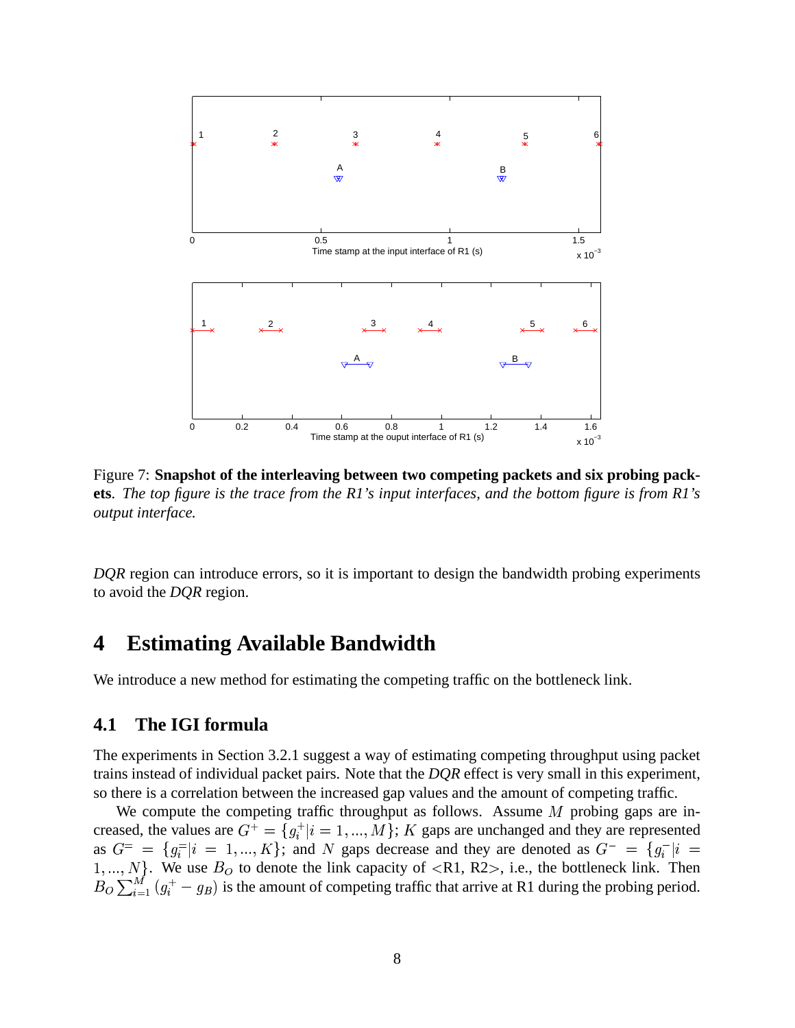Figure 7: **Snapshot of the interleaving between two competing packets and six probing packets**. *The top figure is the trace from the R1's input interfaces, and the bottom figure is from R1's output interface.*

*DQR* region can introduce errors, so it is important to design the bandwidth probing experiments to avoid the *DQR* region.

# 4 Estimating Available Bandwidth

We introduce a new method for estimating the competing traffic on the bottleneck link.

## 4.1 The IGI formula

The experiments in Section 3.2.1 suggest a way of estimating competing throughput using packet trains instead of individual packet pairs. Note that the *DQR* effect is very small in this experiment, so there is a correlation between the increased gap values and the amount of competing traffic.

We compute the competing traffic throughput as follows. Assume $M$ probing gaps are increased, the values are $G^+ = \{g_i^+ | i = 1, ..., M\}$; $K$ gaps are unchanged and they are represented as $G^= = \{g_i^= | i = 1, ..., K\}$; and $N$ gaps decrease and they are denoted as $G^- = \{g_i^- | i = 1, ..., N\}$. We use $B_O$ to denote the link capacity of <R1, R2>, i.e., the bottleneck link. Then $B_O \sum_{i=1}^{M} (g_i^+ - g_B)$ is the amount of competing traffic that arrive at R1 during the probing period.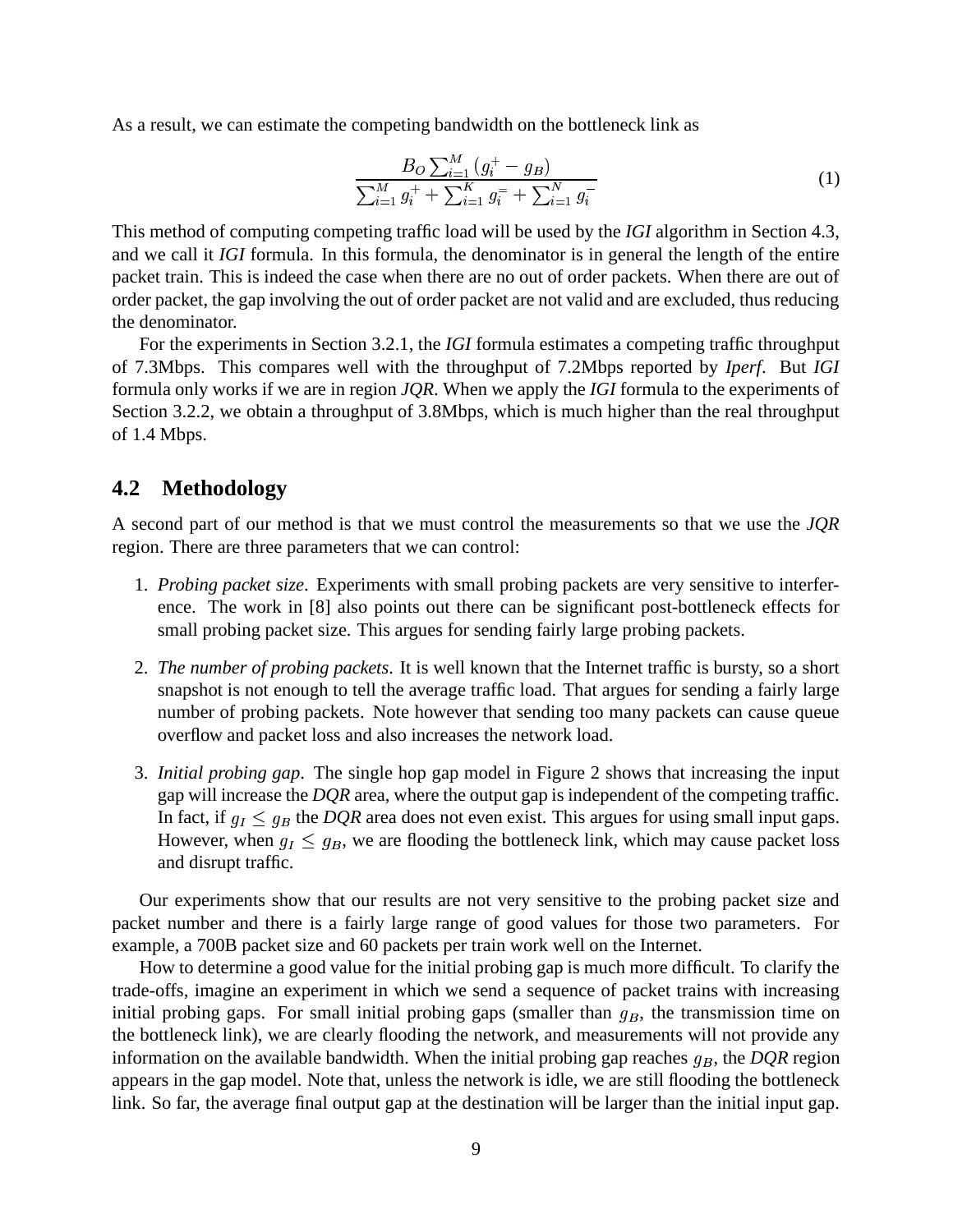As a result, we can estimate the competing bandwidth on the bottleneck link as

$$\frac{B_O \sum_{i=1}^{M} (g_i^+ - g_B)}{\sum_{i=1}^{M} g_i^+ + \sum_{i=1}^{K} g_i^= + \sum_{i=1}^{N} g_i^-} \tag{1}$$

This method of computing competing traffic load will be used by the *IGI* algorithm in Section 4.3, and we call it *IGI* formula. In this formula, the denominator is in general the length of the entire packet train. This is indeed the case when there are no out of order packets. When there are out of order packet, the gap involving the out of order packet are not valid and are excluded, thus reducing the denominator.

For the experiments in Section 3.2.1, the *IGI* formula estimates a competing traffic throughput of 7.3Mbps. This compares well with the throughput of 7.2Mbps reported by *Iperf*. But *IGI* formula only works if we are in region *JQR*. When we apply the *IGI* formula to the experiments of Section 3.2.2, we obtain a throughput of 3.8Mbps, which is much higher than the real throughput of 1.4 Mbps.

## 4.2 Methodology

A second part of our method is that we must control the measurements so that we use the *JQR* region. There are three parameters that we can control:

1. *Probing packet size*. Experiments with small probing packets are very sensitive to interference. The work in [8] also points out there can be significant post-bottleneck effects for small probing packet size. This argues for sending fairly large probing packets.

2. *The number of probing packets*. It is well known that the Internet traffic is bursty, so a short snapshot is not enough to tell the average traffic load. That argues for sending a fairly large number of probing packets. Note however that sending too many packets can cause queue overflow and packet loss and also increases the network load.

3. *Initial probing gap*. The single hop gap model in Figure 2 shows that increasing the input gap will increase the *DQR* area, where the output gap is independent of the competing traffic. In fact, if $g_I \leq g_B$ the *DQR* area does not even exist. This argues for using small input gaps. However, when $g_I \leq g_B$, we are flooding the bottleneck link, which may cause packet loss and disrupt traffic.

Our experiments show that our results are not very sensitive to the probing packet size and packet number and there is a fairly large range of good values for those two parameters. For example, a 700B packet size and 60 packets per train work well on the Internet.

How to determine a good value for the initial probing gap is much more difficult. To clarify the trade-offs, imagine an experiment in which we send a sequence of packet trains with increasing initial probing gaps. For small initial probing gaps (smaller than $g_B$, the transmission time on the bottleneck link), we are clearly flooding the network, and measurements will not provide any information on the available bandwidth. When the initial probing gap reaches $g_B$, the *DQR* region appears in the gap model. Note that, unless the network is idle, we are still flooding the bottleneck link. So far, the average final output gap at the destination will be larger than the initial input gap.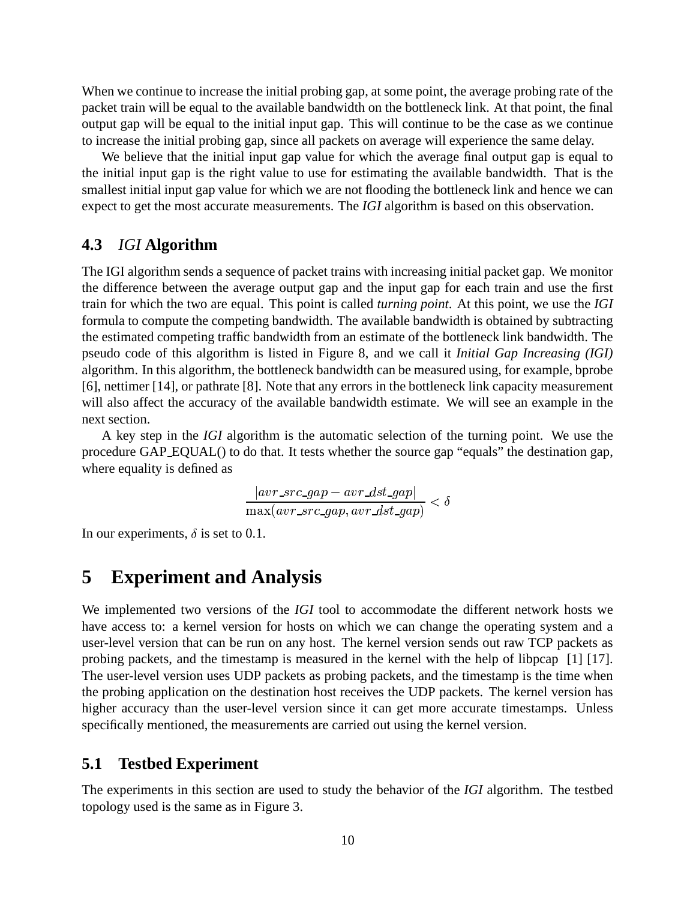When we continue to increase the initial probing gap, at some point, the average probing rate of the packet train will be equal to the available bandwidth on the bottleneck link. At that point, the final output gap will be equal to the initial input gap. This will continue to be the case as we continue to increase the initial probing gap, since all packets on average will experience the same delay.

We believe that the initial input gap value for which the average final output gap is equal to the initial input gap is the right value to use for estimating the available bandwidth. That is the smallest initial input gap value for which we are not flooding the bottleneck link and hence we can expect to get the most accurate measurements. The *IGI* algorithm is based on this observation.

### 4.3 *IGI* Algorithm

The IGI algorithm sends a sequence of packet trains with increasing initial packet gap. We monitor the difference between the average output gap and the input gap for each train and use the first train for which the two are equal. This point is called *turning point*. At this point, we use the *IGI* formula to compute the competing bandwidth. The available bandwidth is obtained by subtracting the estimated competing traffic bandwidth from an estimate of the bottleneck link bandwidth. The pseudo code of this algorithm is listed in Figure 8, and we call it *Initial Gap Increasing (IGI)* algorithm. In this algorithm, the bottleneck bandwidth can be measured using, for example, bprobe [6], nettimer [14], or pathrate [8]. Note that any errors in the bottleneck link capacity measurement will also affect the accuracy of the available bandwidth estimate. We will see an example in the next section.

A key step in the *IGI* algorithm is the automatic selection of the turning point. We use the procedure GAP_EQUAL() to do that. It tests whether the source gap "equals" the destination gap, where equality is defined as

$$\frac{|avr\_src\_gap - avr\_dst\_gap|}{\max(avr\_src\_gap, avr\_dst\_gap)} < \delta$$

In our experiments, $\delta$ is set to 0.1.

## 5 Experiment and Analysis

We implemented two versions of the *IGI* tool to accommodate the different network hosts we have access to: a kernel version for hosts on which we can change the operating system and a user-level version that can be run on any host. The kernel version sends out raw TCP packets as probing packets, and the timestamp is measured in the kernel with the help of libpcap [1] [17]. The user-level version uses UDP packets as probing packets, and the timestamp is the time when the probing application on the destination host receives the UDP packets. The kernel version has higher accuracy than the user-level version since it can get more accurate timestamps. Unless specifically mentioned, the measurements are carried out using the kernel version.

### 5.1 Testbed Experiment

The experiments in this section are used to study the behavior of the *IGI* algorithm. The testbed topology used is the same as in Figure 3.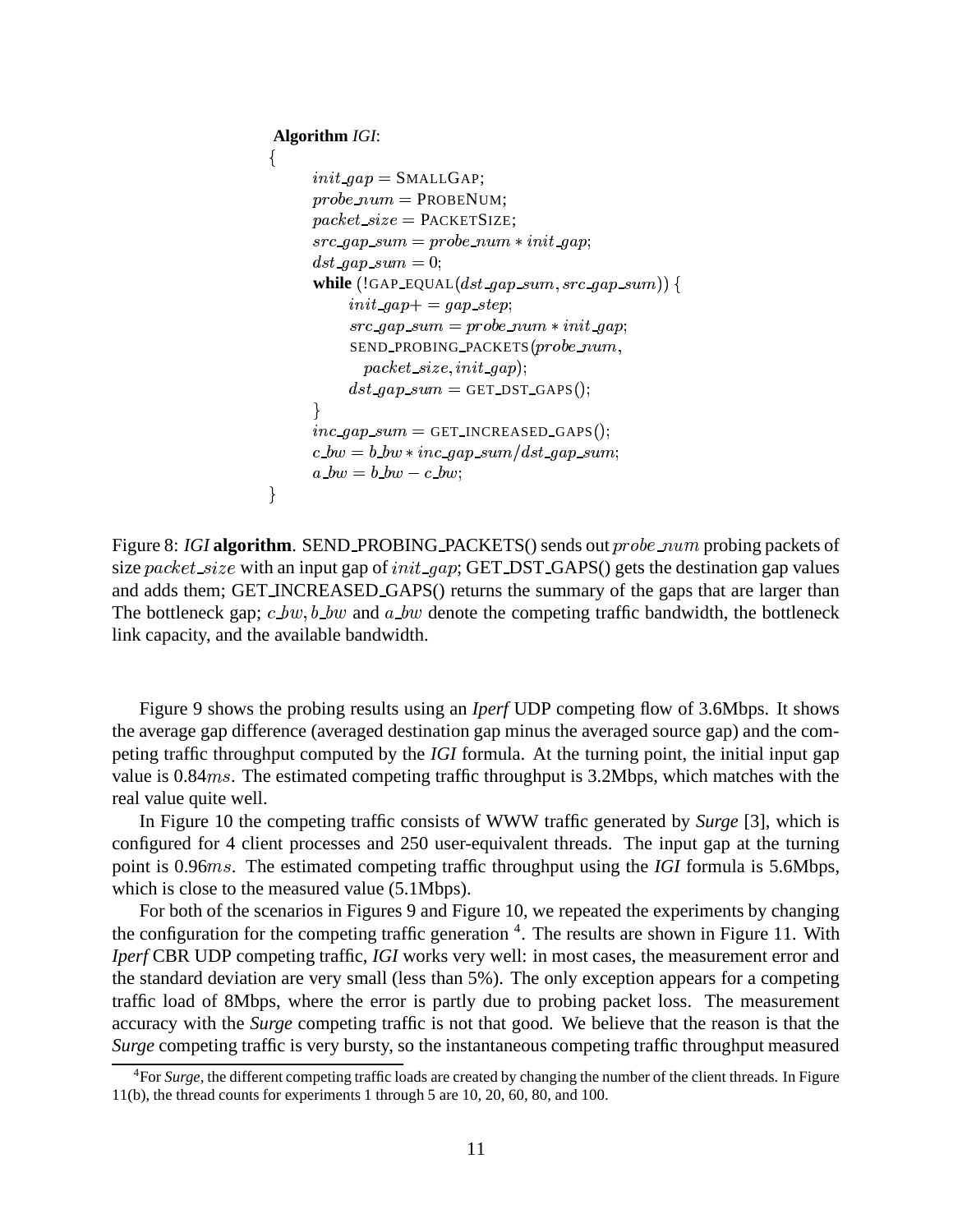**Algorithm** *IGI*:

$\{$

$\quad init\_gap = $ SMALLGAP;

$\quad probe\_num = $ PROBENUM;

$\quad packet\_size = $ PACKETSIZE;

$\quad src\_gap\_sum = probe\_num * init\_gap$;

$\quad dst\_gap\_sum = 0$;

$\quad$ **while** $(!$GAP_EQUAL$(dst\_gap\_sum, src\_gap\_sum))$ $\{$

$\quad\quad init\_gap += gap\_step$;

$\quad\quad src\_gap\_sum = probe\_num * init\_gap$;

$\quad\quad$ SEND_PROBING_PACKETS$(probe\_num,$

$\quad\quad\quad packet\_size, init\_gap)$;

$\quad\quad dst\_gap\_sum = $ GET_DST_GAPS$()$;

$\quad\}$

$\quad inc\_gap\_sum = $ GET_INCREASED_GAPS$()$;

$\quad c\_bw = b\_bw * inc\_gap\_sum / dst\_gap\_sum$;

$\quad a\_bw = b\_bw - c\_bw$;

$\}$

Figure 8: *IGI* **algorithm**. SEND_PROBING_PACKETS() sends out $probe\_num$ probing packets of size $packet\_size$ with an input gap of $init\_gap$; GET_DST_GAPS() gets the destination gap values and adds them; GET_INCREASED_GAPS() returns the summary of the gaps that are larger than The bottleneck gap; $c\_bw, b\_bw$ and $a\_bw$ denote the competing traffic bandwidth, the bottleneck link capacity, and the available bandwidth.

Figure 9 shows the probing results using an *Iperf* UDP competing flow of 3.6Mbps. It shows the average gap difference (averaged destination gap minus the averaged source gap) and the competing traffic throughput computed by the *IGI* formula. At the turning point, the initial input gap value is 0.84$ms$. The estimated competing traffic throughput is 3.2Mbps, which matches with the real value quite well.

In Figure 10 the competing traffic consists of WWW traffic generated by *Surge* [3], which is configured for 4 client processes and 250 user-equivalent threads. The input gap at the turning point is 0.96$ms$. The estimated competing traffic throughput using the *IGI* formula is 5.6Mbps, which is close to the measured value (5.1Mbps).

For both of the scenarios in Figures 9 and Figure 10, we repeated the experiments by changing the configuration for the competing traffic generation [4]. The results are shown in Figure 11. With *Iperf* CBR UDP competing traffic, *IGI* works very well: in most cases, the measurement error and the standard deviation are very small (less than 5%). The only exception appears for a competing traffic load of 8Mbps, where the error is partly due to probing packet loss. The measurement accuracy with the *Surge* competing traffic is not that good. We believe that the reason is that the *Surge* competing traffic is very bursty, so the instantaneous competing traffic throughput measured

[4] For *Surge*, the different competing traffic loads are created by changing the number of the client threads. In Figure 11(b), the thread counts for experiments 1 through 5 are 10, 20, 60, 80, and 100.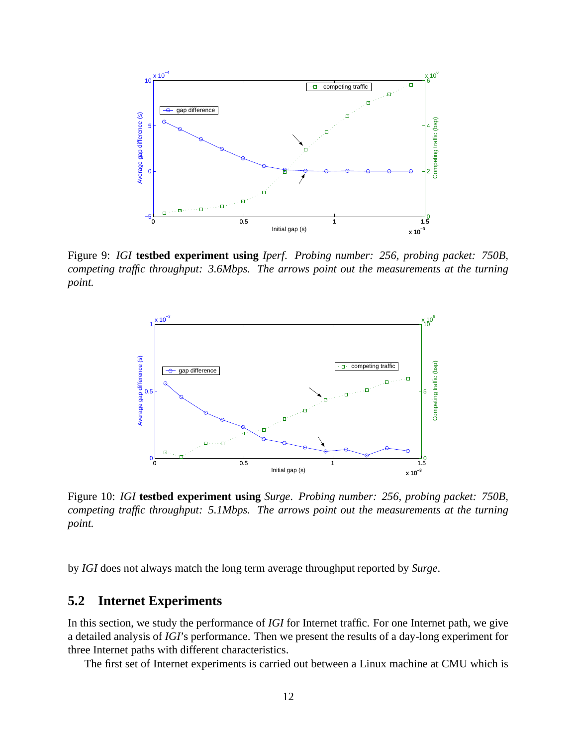Figure 9: *IGI* **testbed experiment using** *Iperf. Probing number: 256, probing packet: 750B, competing traffic throughput: 3.6Mbps. The arrows point out the measurements at the turning point.*

Figure 10: *IGI* **testbed experiment using** *Surge. Probing number: 256, probing packet: 750B, competing traffic throughput: 5.1Mbps. The arrows point out the measurements at the turning point.*

by *IGI* does not always match the long term average throughput reported by *Surge*.

## 5.2 Internet Experiments

In this section, we study the performance of *IGI* for Internet traffic. For one Internet path, we give a detailed analysis of *IGI*'s performance. Then we present the results of a day-long experiment for three Internet paths with different characteristics.

The first set of Internet experiments is carried out between a Linux machine at CMU which is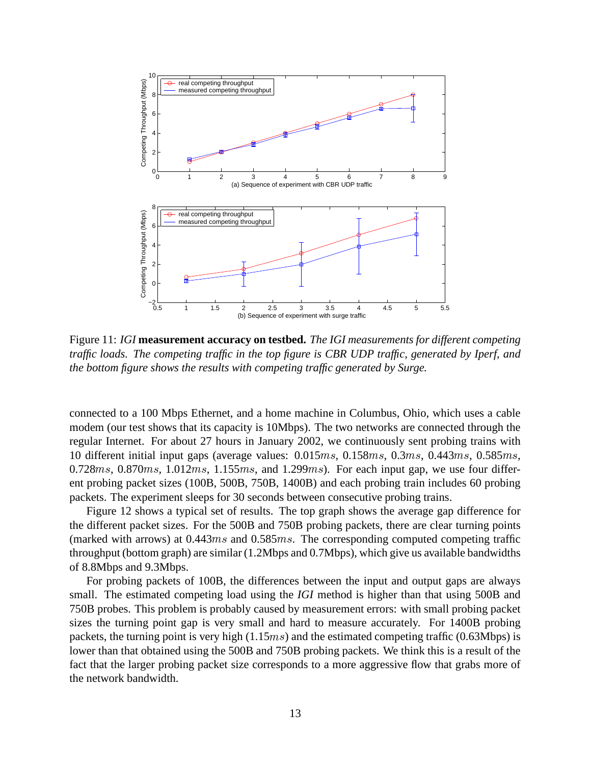Figure 11: *IGI* **measurement accuracy on testbed.** *The IGI measurements for different competing traffic loads. The competing traffic in the top figure is CBR UDP traffic, generated by Iperf, and the bottom figure shows the results with competing traffic generated by Surge.*

connected to a 100 Mbps Ethernet, and a home machine in Columbus, Ohio, which uses a cable modem (our test shows that its capacity is 10Mbps). The two networks are connected through the regular Internet. For about 27 hours in January 2002, we continuously sent probing trains with 10 different initial input gaps (average values: 0.015$ms$, 0.158$ms$, 0.3$ms$, 0.443$ms$, 0.585$ms$, 0.728$ms$, 0.870$ms$, 1.012$ms$, 1.155$ms$, and 1.299$ms$). For each input gap, we use four different probing packet sizes (100B, 500B, 750B, 1400B) and each probing train includes 60 probing packets. The experiment sleeps for 30 seconds between consecutive probing trains.

Figure 12 shows a typical set of results. The top graph shows the average gap difference for the different packet sizes. For the 500B and 750B probing packets, there are clear turning points (marked with arrows) at 0.443$ms$ and 0.585$ms$. The corresponding computed competing traffic throughput (bottom graph) are similar (1.2Mbps and 0.7Mbps), which give us available bandwidths of 8.8Mbps and 9.3Mbps.

For probing packets of 100B, the differences between the input and output gaps are always small. The estimated competing load using the *IGI* method is higher than that using 500B and 750B probes. This problem is probably caused by measurement errors: with small probing packet sizes the turning point gap is very small and hard to measure accurately. For 1400B probing packets, the turning point is very high (1.15$ms$) and the estimated competing traffic (0.63Mbps) is lower than that obtained using the 500B and 750B probing packets. We think this is a result of the fact that the larger probing packet size corresponds to a more aggressive flow that grabs more of the network bandwidth.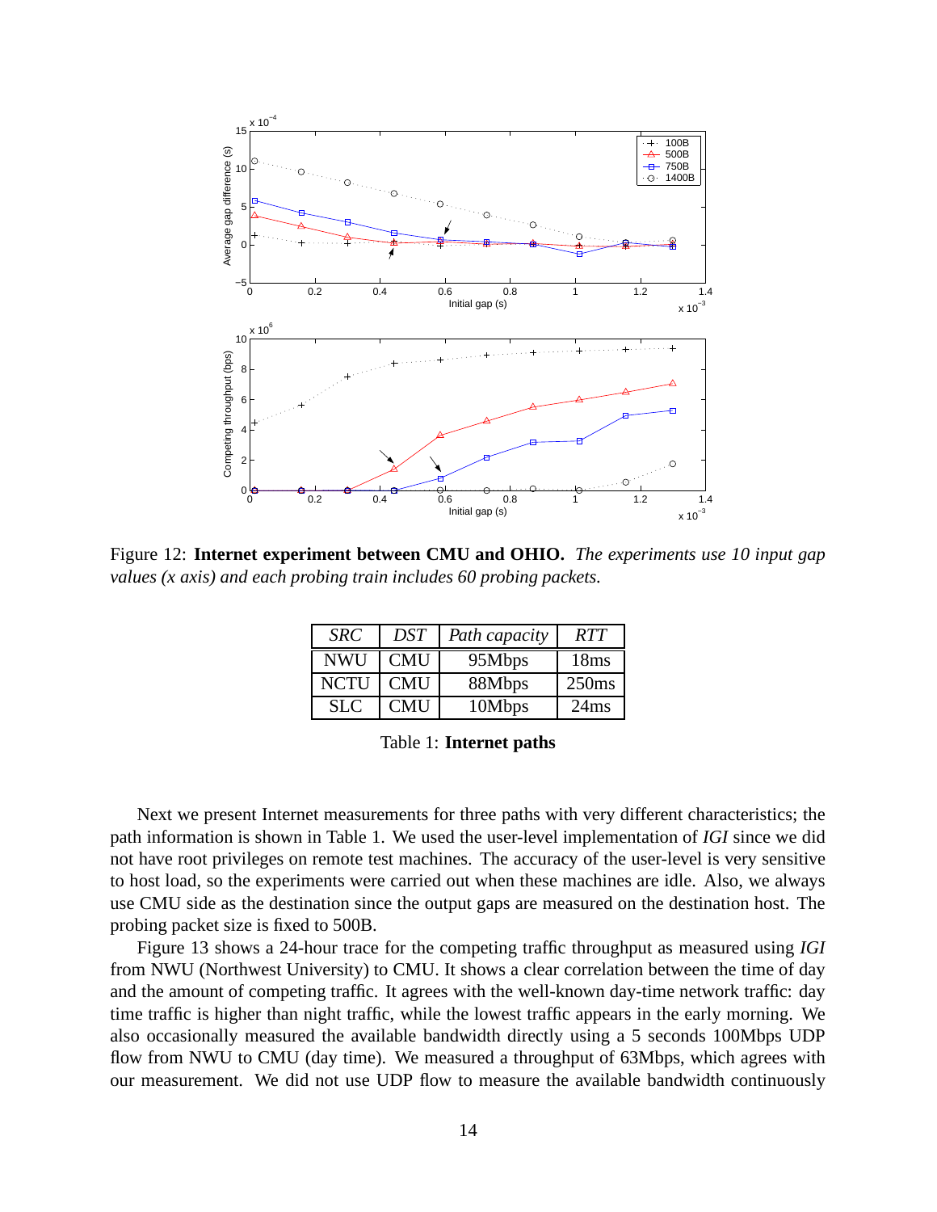Figure 12: **Internet experiment between CMU and OHIO.** *The experiments use 10 input gap values (x axis) and each probing train includes 60 probing packets.*

| *SRC* | *DST* | *Path capacity* | *RTT* |
|---|---|---|---|
| NWU | CMU | 95Mbps | 18ms |
| NCTU | CMU | 88Mbps | 250ms |
| SLC | CMU | 10Mbps | 24ms |

Table 1: **Internet paths**

Next we present Internet measurements for three paths with very different characteristics; the path information is shown in Table 1. We used the user-level implementation of *IGI* since we did not have root privileges on remote test machines. The accuracy of the user-level is very sensitive to host load, so the experiments were carried out when these machines are idle. Also, we always use CMU side as the destination since the output gaps are measured on the destination host. The probing packet size is fixed to 500B.

Figure 13 shows a 24-hour trace for the competing traffic throughput as measured using *IGI* from NWU (Northwest University) to CMU. It shows a clear correlation between the time of day and the amount of competing traffic. It agrees with the well-known day-time network traffic: day time traffic is higher than night traffic, while the lowest traffic appears in the early morning. We also occasionally measured the available bandwidth directly using a 5 seconds 100Mbps UDP flow from NWU to CMU (day time). We measured a throughput of 63Mbps, which agrees with our measurement. We did not use UDP flow to measure the available bandwidth continuously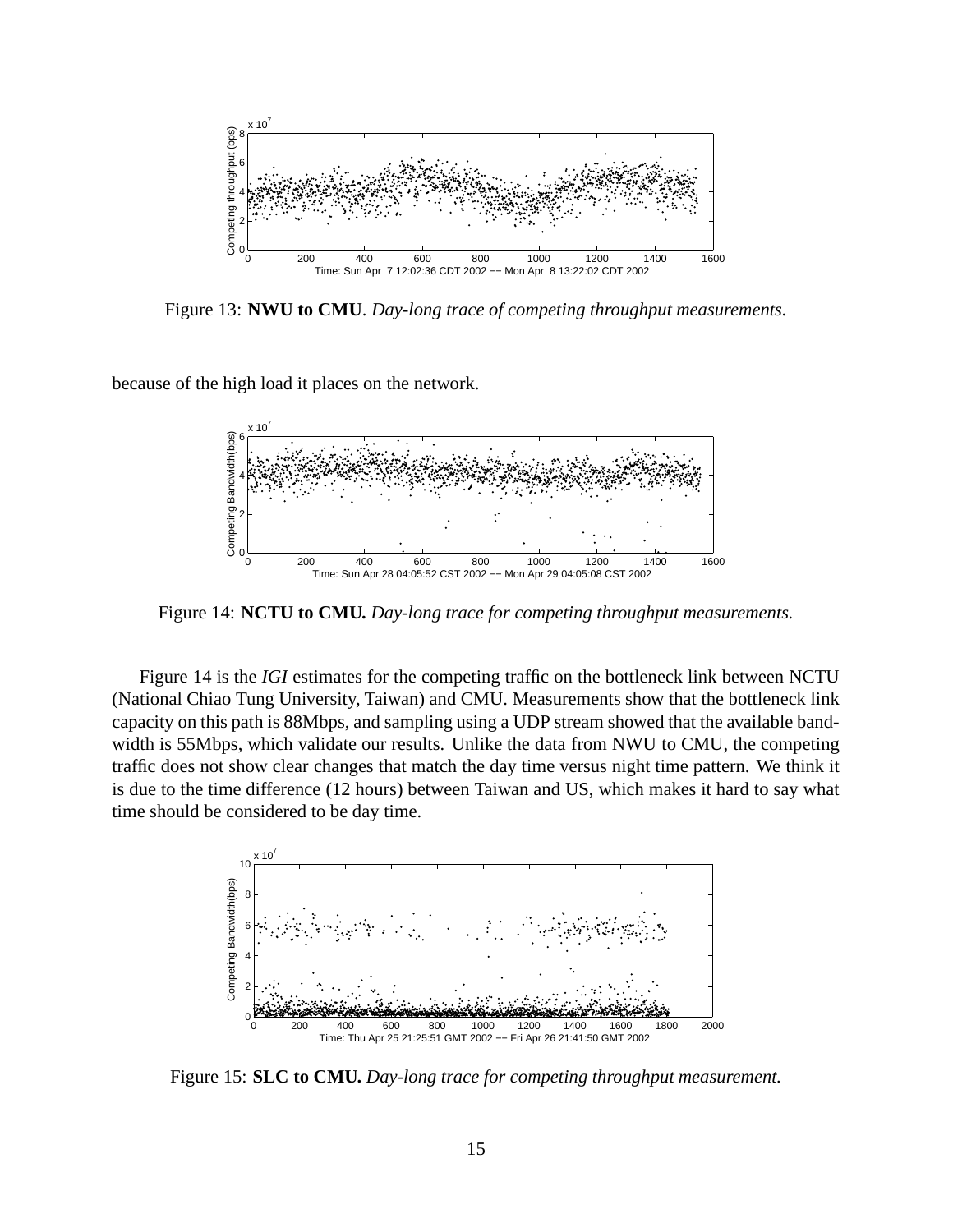Figure 13: **NWU to CMU**. *Day-long trace of competing throughput measurements.*

because of the high load it places on the network.

Figure 14: **NCTU to CMU.** *Day-long trace for competing throughput measurements.*

Figure 14 is the *IGI* estimates for the competing traffic on the bottleneck link between NCTU (National Chiao Tung University, Taiwan) and CMU. Measurements show that the bottleneck link capacity on this path is 88Mbps, and sampling using a UDP stream showed that the available bandwidth is 55Mbps, which validate our results. Unlike the data from NWU to CMU, the competing traffic does not show clear changes that match the day time versus night time pattern. We think it is due to the time difference (12 hours) between Taiwan and US, which makes it hard to say what time should be considered to be day time.

Figure 15: **SLC to CMU.** *Day-long trace for competing throughput measurement.*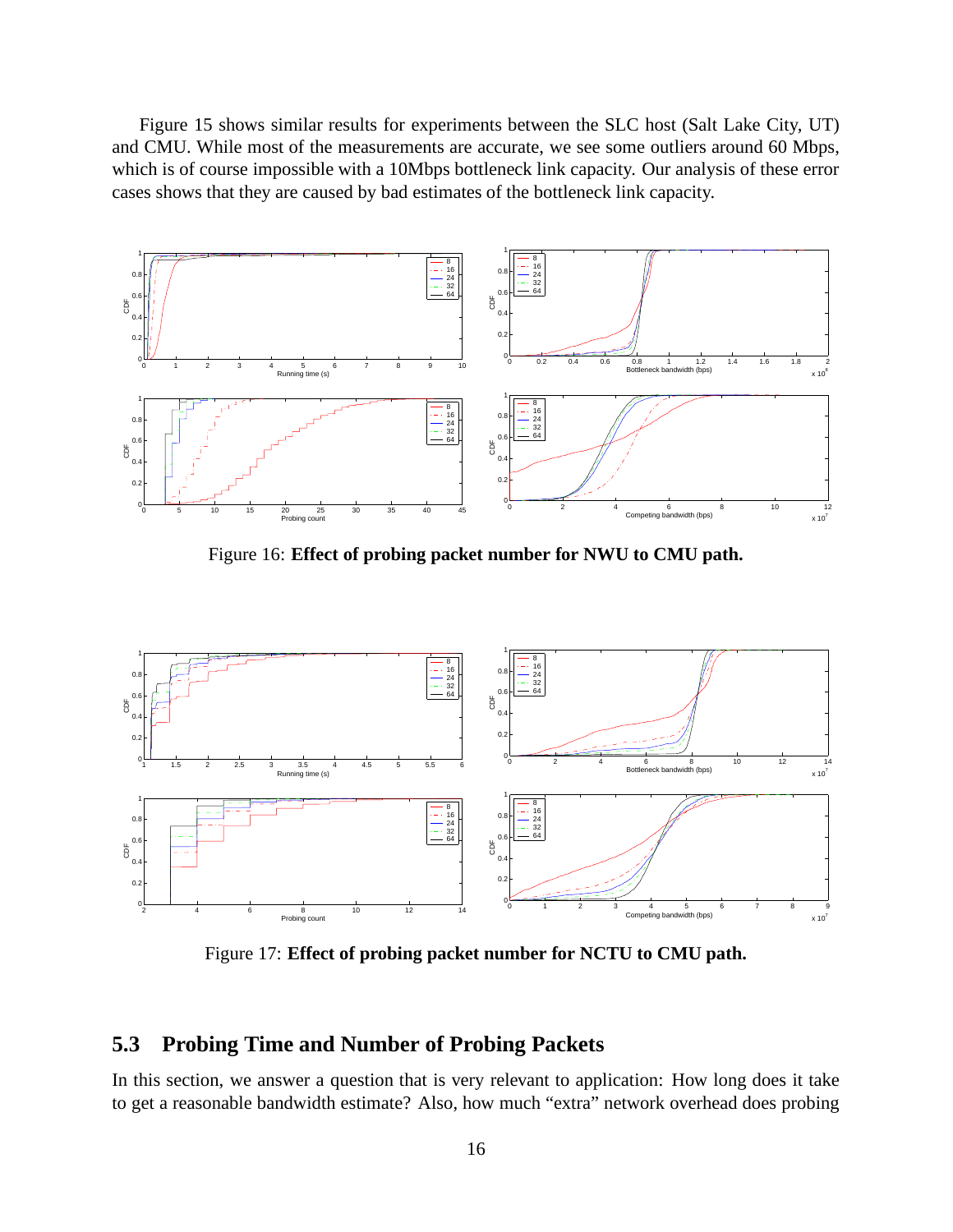Figure 15 shows similar results for experiments between the SLC host (Salt Lake City, UT) and CMU. While most of the measurements are accurate, we see some outliers around 60 Mbps, which is of course impossible with a 10Mbps bottleneck link capacity. Our analysis of these error cases shows that they are caused by bad estimates of the bottleneck link capacity.

Figure 16: **Effect of probing packet number for NWU to CMU path.**

Figure 17: **Effect of probing packet number for NCTU to CMU path.**

## 5.3 Probing Time and Number of Probing Packets

In this section, we answer a question that is very relevant to application: How long does it take to get a reasonable bandwidth estimate? Also, how much “extra” network overhead does probing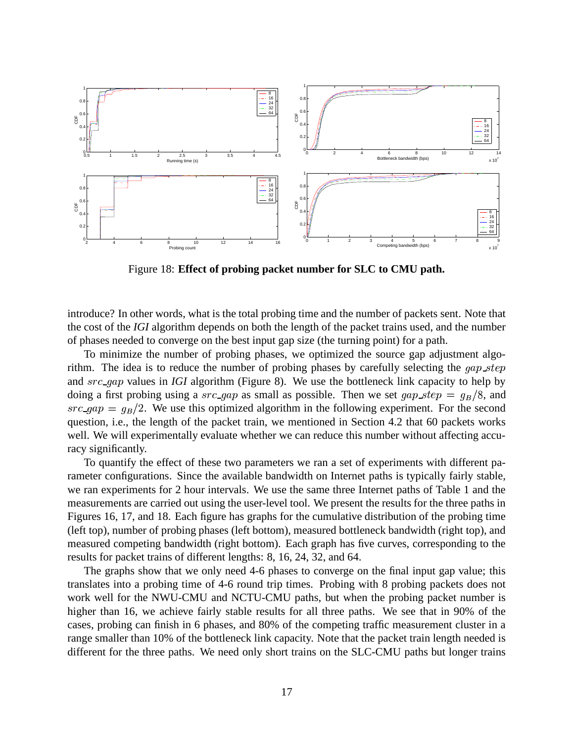Figure 18: **Effect of probing packet number for SLC to CMU path.**

introduce? In other words, what is the total probing time and the number of packets sent. Note that the cost of the *IGI* algorithm depends on both the length of the packet trains used, and the number of phases needed to converge on the best input gap size (the turning point) for a path.

To minimize the number of probing phases, we optimized the source gap adjustment algorithm. The idea is to reduce the number of probing phases by carefully selecting the $gap\_step$ and $src\_gap$ values in *IGI* algorithm (Figure 8). We use the bottleneck link capacity to help by doing a first probing using a $src\_gap$ as small as possible. Then we set $gap\_step = g_B/8$, and $src\_gap = g_B/2$. We use this optimized algorithm in the following experiment. For the second question, i.e., the length of the packet train, we mentioned in Section 4.2 that 60 packets works well. We will experimentally evaluate whether we can reduce this number without affecting accuracy significantly.

To quantify the effect of these two parameters we ran a set of experiments with different parameter configurations. Since the available bandwidth on Internet paths is typically fairly stable, we ran experiments for 2 hour intervals. We use the same three Internet paths of Table 1 and the measurements are carried out using the user-level tool. We present the results for the three paths in Figures 16, 17, and 18. Each figure has graphs for the cumulative distribution of the probing time (left top), number of probing phases (left bottom), measured bottleneck bandwidth (right top), and measured competing bandwidth (right bottom). Each graph has five curves, corresponding to the results for packet trains of different lengths: 8, 16, 24, 32, and 64.

The graphs show that we only need 4-6 phases to converge on the final input gap value; this translates into a probing time of 4-6 round trip times. Probing with 8 probing packets does not work well for the NWU-CMU and NCTU-CMU paths, but when the probing packet number is higher than 16, we achieve fairly stable results for all three paths. We see that in 90% of the cases, probing can finish in 6 phases, and 80% of the competing traffic measurement cluster in a range smaller than 10% of the bottleneck link capacity. Note that the packet train length needed is different for the three paths. We need only short trains on the SLC-CMU paths but longer trains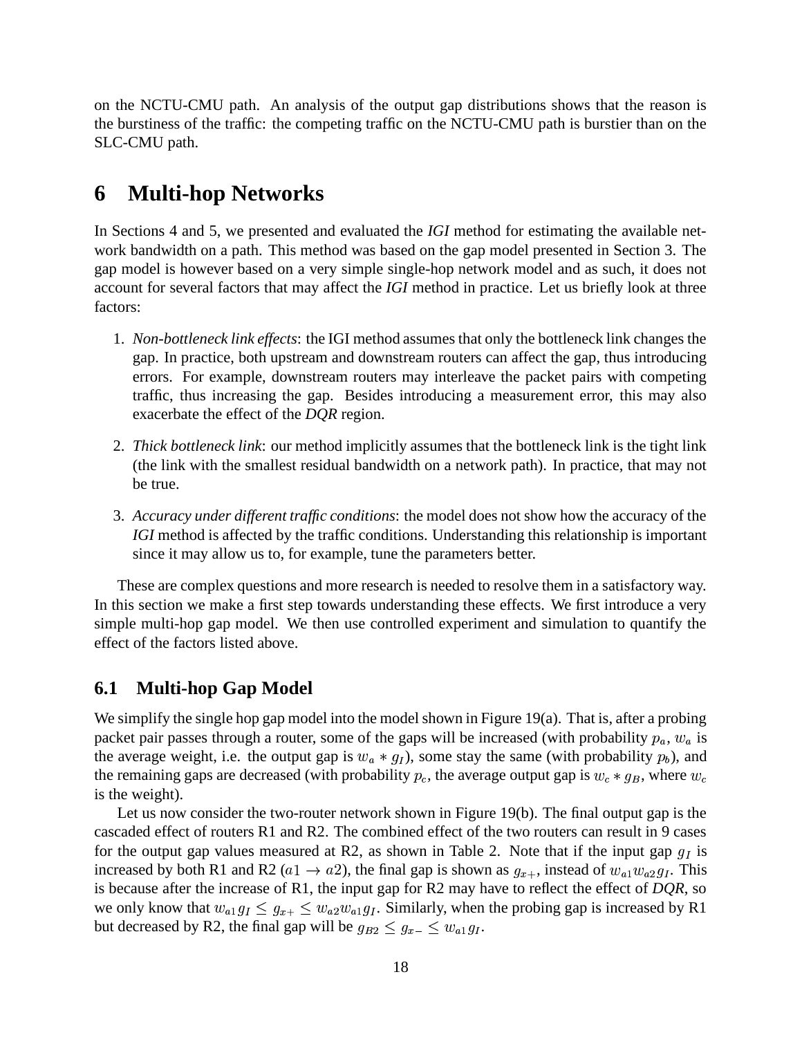on the NCTU-CMU path. An analysis of the output gap distributions shows that the reason is the burstiness of the traffic: the competing traffic on the NCTU-CMU path is burstier than on the SLC-CMU path.

# 6 Multi-hop Networks

In Sections 4 and 5, we presented and evaluated the *IGI* method for estimating the available network bandwidth on a path. This method was based on the gap model presented in Section 3. The gap model is however based on a very simple single-hop network model and as such, it does not account for several factors that may affect the *IGI* method in practice. Let us briefly look at three factors:

1. *Non-bottleneck link effects*: the IGI method assumes that only the bottleneck link changes the gap. In practice, both upstream and downstream routers can affect the gap, thus introducing errors. For example, downstream routers may interleave the packet pairs with competing traffic, thus increasing the gap. Besides introducing a measurement error, this may also exacerbate the effect of the *DQR* region.

2. *Thick bottleneck link*: our method implicitly assumes that the bottleneck link is the tight link (the link with the smallest residual bandwidth on a network path). In practice, that may not be true.

3. *Accuracy under different traffic conditions*: the model does not show how the accuracy of the *IGI* method is affected by the traffic conditions. Understanding this relationship is important since it may allow us to, for example, tune the parameters better.

These are complex questions and more research is needed to resolve them in a satisfactory way. In this section we make a first step towards understanding these effects. We first introduce a very simple multi-hop gap model. We then use controlled experiment and simulation to quantify the effect of the factors listed above.

## 6.1 Multi-hop Gap Model

We simplify the single hop gap model into the model shown in Figure 19(a). That is, after a probing packet pair passes through a router, some of the gaps will be increased (with probability $p_a$, $w_a$ is the average weight, i.e. the output gap is $w_a * g_I$), some stay the same (with probability $p_b$), and the remaining gaps are decreased (with probability $p_c$, the average output gap is $w_c * g_B$, where $w_c$ is the weight).

Let us now consider the two-router network shown in Figure 19(b). The final output gap is the cascaded effect of routers R1 and R2. The combined effect of the two routers can result in 9 cases for the output gap values measured at R2, as shown in Table 2. Note that if the input gap $g_I$ is increased by both R1 and R2 ($a1 \rightarrow a2$), the final gap is shown as $g_{x+}$, instead of $w_{a1} w_{a2} g_I$. This is because after the increase of R1, the input gap for R2 may have to reflect the effect of *DQR*, so we only know that $w_{a1} g_I \leq g_{x+} \leq w_{a2} w_{a1} g_I$. Similarly, when the probing gap is increased by R1 but decreased by R2, the final gap will be $g_{B2} \leq g_{x-} \leq w_{a1} g_I$.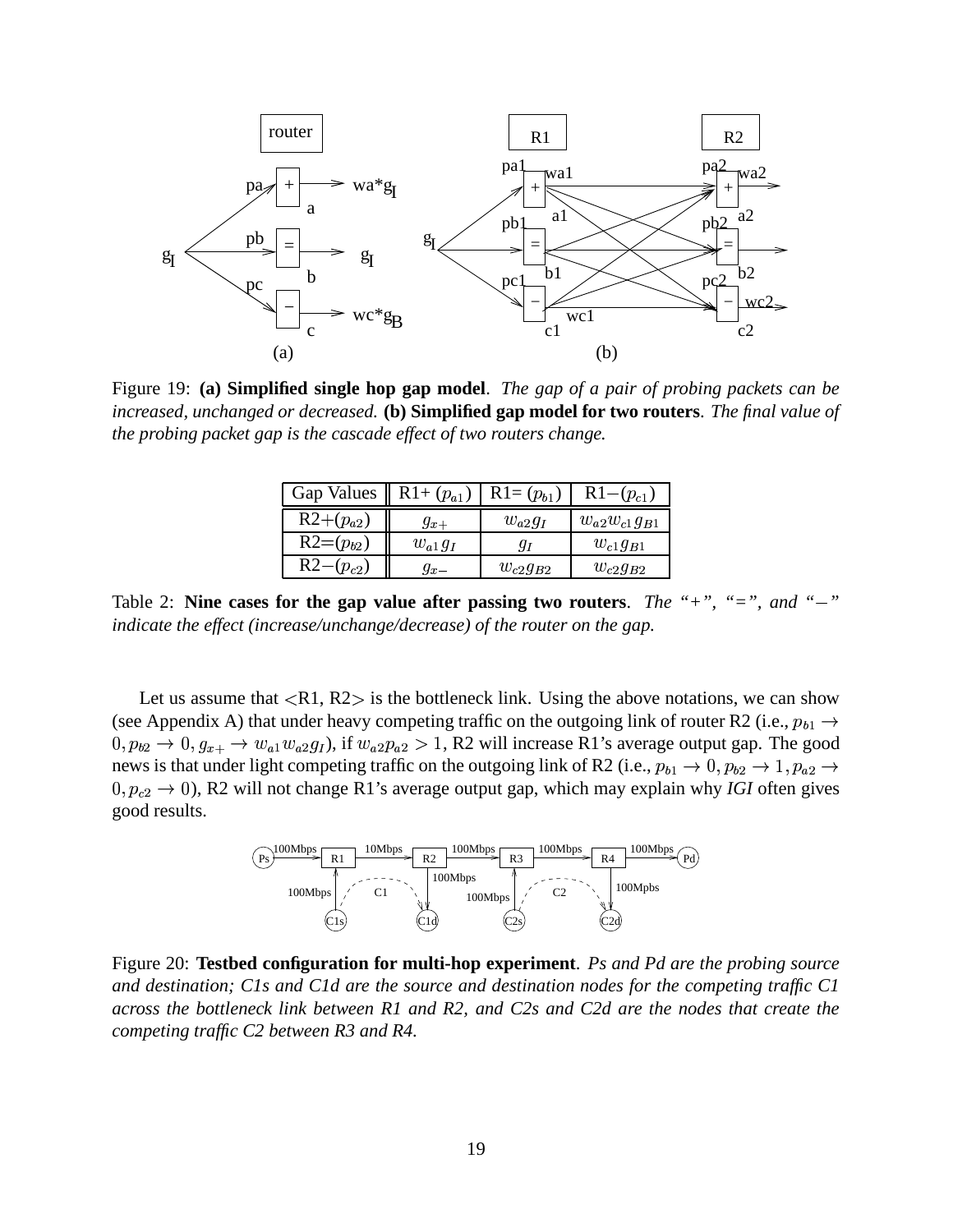Figure 19: **(a) Simplified single hop gap model**. *The gap of a pair of probing packets can be increased, unchanged or decreased.* **(b) Simplified gap model for two routers**. *The final value of the probing packet gap is the cascade effect of two routers change.*

| Gap Values | R1+ ($p_{a1}$) | R1= ($p_{b1}$) | R1$-$($p_{c1}$) |
|---|---|---|---|
| R2+($p_{a2}$) | $g_{x+}$ | $w_{a2}g_I$ | $w_{a2}w_{c1}g_{B1}$ |
| R2=($p_{b2}$) | $w_{a1}g_I$ | $g_I$ | $w_{c1}g_{B1}$ |
| R2$-$($p_{c2}$) | $g_{x-}$ | $w_{c2}g_{B2}$ | $w_{c2}g_{B2}$ |

Table 2: **Nine cases for the gap value after passing two routers**. *The "+", "=", and "$-$" indicate the effect (increase/unchange/decrease) of the router on the gap.*

Let us assume that <R1, R2> is the bottleneck link. Using the above notations, we can show (see Appendix A) that under heavy competing traffic on the outgoing link of router R2 (i.e., $p_{b1} \rightarrow 0, p_{b2} \rightarrow 0, g_{x+} \rightarrow w_{a1}w_{a2}g_I$), if $w_{a2}p_{a2} > 1$, R2 will increase R1's average output gap. The good news is that under light competing traffic on the outgoing link of R2 (i.e., $p_{b1} \rightarrow 0, p_{b2} \rightarrow 1, p_{a2} \rightarrow 0, p_{c2} \rightarrow 0$), R2 will not change R1's average output gap, which may explain why *IGI* often gives good results.

Figure 20: **Testbed configuration for multi-hop experiment**. *Ps and Pd are the probing source and destination; C1s and C1d are the source and destination nodes for the competing traffic C1 across the bottleneck link between R1 and R2, and C2s and C2d are the nodes that create the competing traffic C2 between R3 and R4.*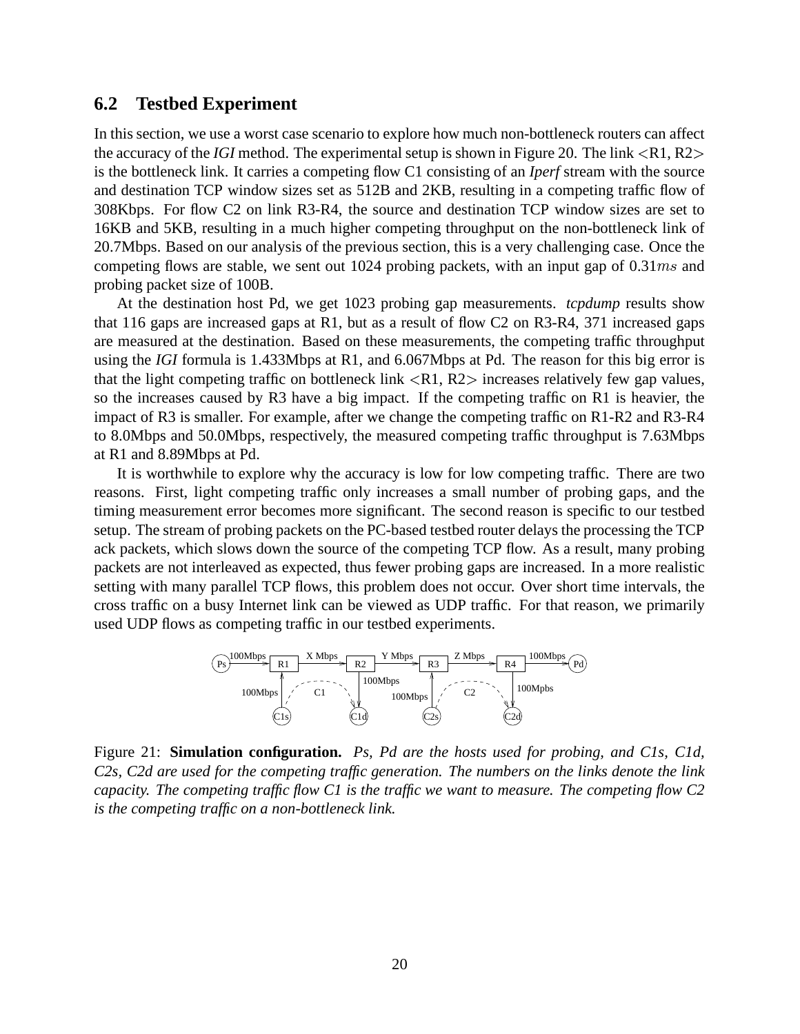## 6.2 Testbed Experiment

In this section, we use a worst case scenario to explore how much non-bottleneck routers can affect the accuracy of the *IGI* method. The experimental setup is shown in Figure 20. The link <R1, R2> is the bottleneck link. It carries a competing flow C1 consisting of an *Iperf* stream with the source and destination TCP window sizes set as 512B and 2KB, resulting in a competing traffic flow of 308Kbps. For flow C2 on link R3-R4, the source and destination TCP window sizes are set to 16KB and 5KB, resulting in a much higher competing throughput on the non-bottleneck link of 20.7Mbps. Based on our analysis of the previous section, this is a very challenging case. Once the competing flows are stable, we sent out 1024 probing packets, with an input gap of 0.31$ms$ and probing packet size of 100B.

At the destination host Pd, we get 1023 probing gap measurements. *tcpdump* results show that 116 gaps are increased gaps at R1, but as a result of flow C2 on R3-R4, 371 increased gaps are measured at the destination. Based on these measurements, the competing traffic throughput using the *IGI* formula is 1.433Mbps at R1, and 6.067Mbps at Pd. The reason for this big error is that the light competing traffic on bottleneck link <R1, R2> increases relatively few gap values, so the increases caused by R3 have a big impact. If the competing traffic on R1 is heavier, the impact of R3 is smaller. For example, after we change the competing traffic on R1-R2 and R3-R4 to 8.0Mbps and 50.0Mbps, respectively, the measured competing traffic throughput is 7.63Mbps at R1 and 8.89Mbps at Pd.

It is worthwhile to explore why the accuracy is low for low competing traffic. There are two reasons. First, light competing traffic only increases a small number of probing gaps, and the timing measurement error becomes more significant. The second reason is specific to our testbed setup. The stream of probing packets on the PC-based testbed router delays the processing the TCP ack packets, which slows down the source of the competing TCP flow. As a result, many probing packets are not interleaved as expected, thus fewer probing gaps are increased. In a more realistic setting with many parallel TCP flows, this problem does not occur. Over short time intervals, the cross traffic on a busy Internet link can be viewed as UDP traffic. For that reason, we primarily used UDP flows as competing traffic in our testbed experiments.

Figure 21: **Simulation configuration.** *Ps, Pd are the hosts used for probing, and C1s, C1d, C2s, C2d are used for the competing traffic generation. The numbers on the links denote the link capacity. The competing traffic flow C1 is the traffic we want to measure. The competing flow C2 is the competing traffic on a non-bottleneck link.*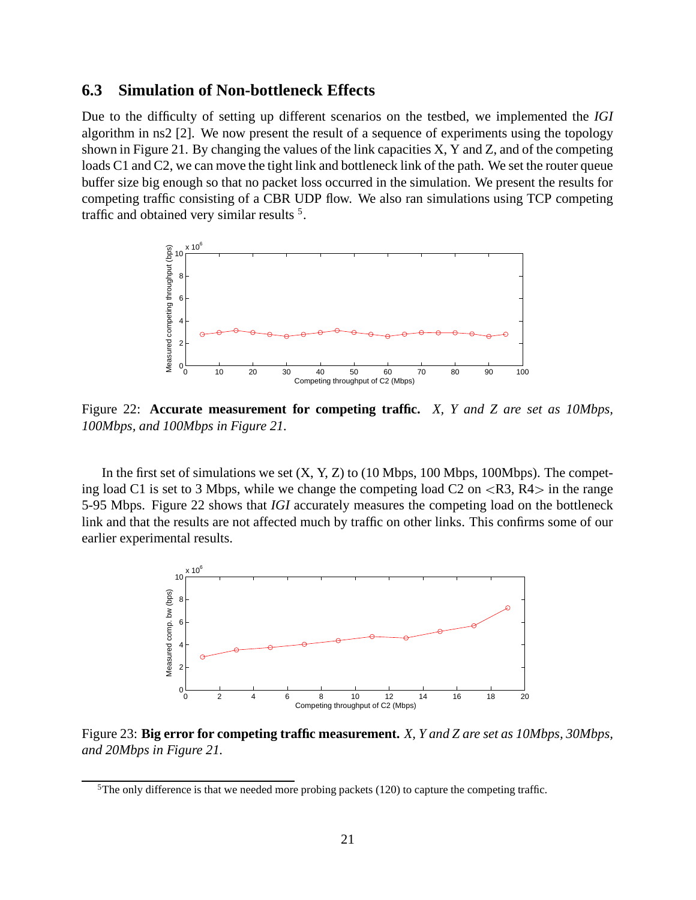### 6.3 Simulation of Non-bottleneck Effects

Due to the difficulty of setting up different scenarios on the testbed, we implemented the *IGI* algorithm in ns2 [2]. We now present the result of a sequence of experiments using the topology shown in Figure 21. By changing the values of the link capacities X, Y and Z, and of the competing loads C1 and C2, we can move the tight link and bottleneck link of the path. We set the router queue buffer size big enough so that no packet loss occurred in the simulation. We present the results for competing traffic consisting of a CBR UDP flow. We also ran simulations using TCP competing traffic and obtained very similar results [5].

Figure 22: **Accurate measurement for competing traffic.** *X, Y and Z are set as 10Mbps, 100Mbps, and 100Mbps in Figure 21.*

In the first set of simulations we set (X, Y, Z) to (10 Mbps, 100 Mbps, 100Mbps). The competing load C1 is set to 3 Mbps, while we change the competing load C2 on <R3, R4> in the range 5-95 Mbps. Figure 22 shows that *IGI* accurately measures the competing load on the bottleneck link and that the results are not affected much by traffic on other links. This confirms some of our earlier experimental results.

Figure 23: **Big error for competing traffic measurement.** *X, Y and Z are set as 10Mbps, 30Mbps, and 20Mbps in Figure 21.*

[5] The only difference is that we needed more probing packets (120) to capture the competing traffic.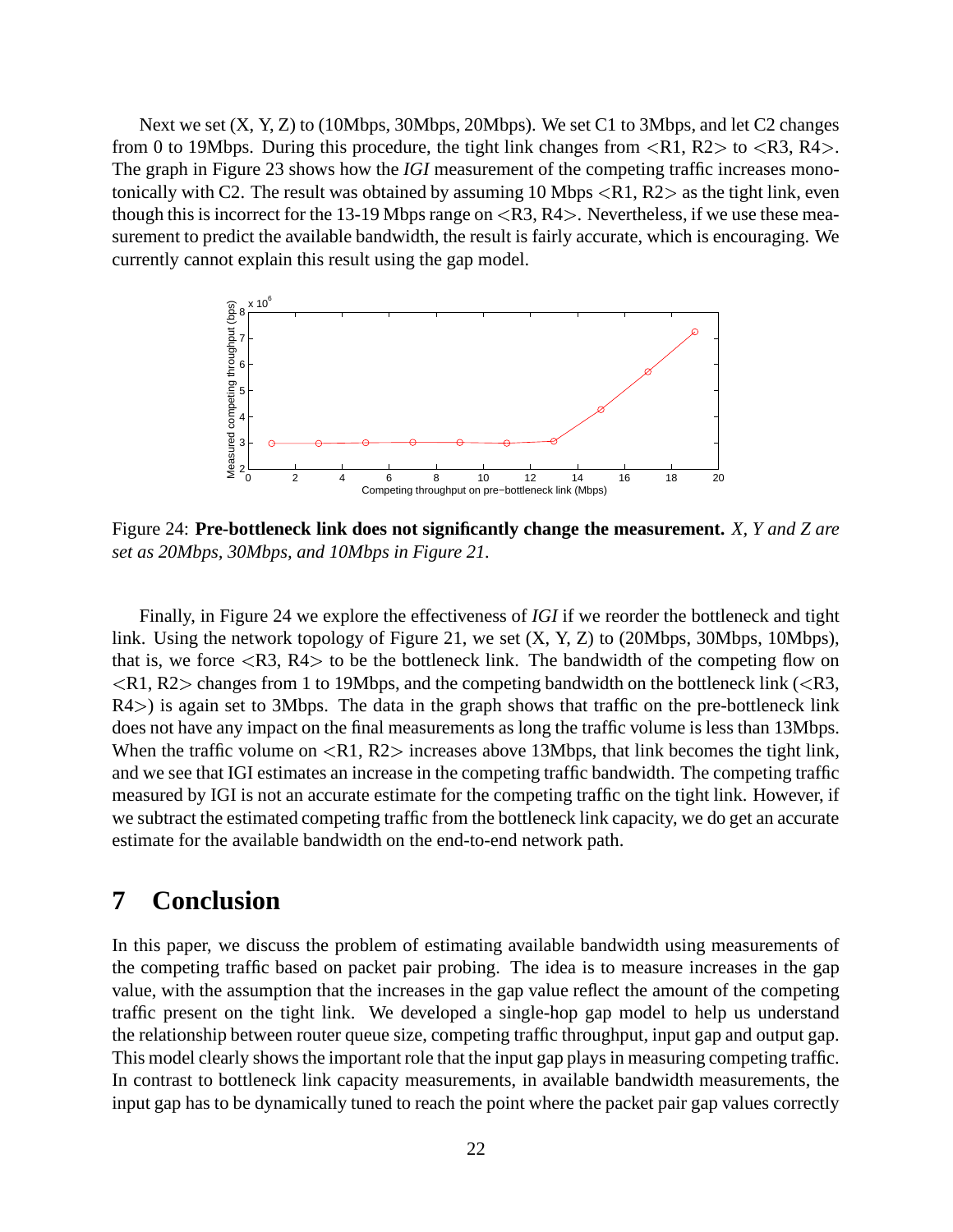Next we set (X, Y, Z) to (10Mbps, 30Mbps, 20Mbps). We set C1 to 3Mbps, and let C2 changes from 0 to 19Mbps. During this procedure, the tight link changes from <R1, R2> to <R3, R4>. The graph in Figure 23 shows how the *IGI* measurement of the competing traffic increases monotonically with C2. The result was obtained by assuming 10 Mbps <R1, R2> as the tight link, even though this is incorrect for the 13-19 Mbps range on <R3, R4>. Nevertheless, if we use these measurement to predict the available bandwidth, the result is fairly accurate, which is encouraging. We currently cannot explain this result using the gap model.

Figure 24: **Pre-bottleneck link does not significantly change the measurement.** *X, Y and Z are set as 20Mbps, 30Mbps, and 10Mbps in Figure 21.*

Finally, in Figure 24 we explore the effectiveness of *IGI* if we reorder the bottleneck and tight link. Using the network topology of Figure 21, we set (X, Y, Z) to (20Mbps, 30Mbps, 10Mbps), that is, we force <R3, R4> to be the bottleneck link. The bandwidth of the competing flow on <R1, R2> changes from 1 to 19Mbps, and the competing bandwidth on the bottleneck link (<R3, R4>) is again set to 3Mbps. The data in the graph shows that traffic on the pre-bottleneck link does not have any impact on the final measurements as long the traffic volume is less than 13Mbps. When the traffic volume on <R1, R2> increases above 13Mbps, that link becomes the tight link, and we see that IGI estimates an increase in the competing traffic bandwidth. The competing traffic measured by IGI is not an accurate estimate for the competing traffic on the tight link. However, if we subtract the estimated competing traffic from the bottleneck link capacity, we do get an accurate estimate for the available bandwidth on the end-to-end network path.

# 7 Conclusion

In this paper, we discuss the problem of estimating available bandwidth using measurements of the competing traffic based on packet pair probing. The idea is to measure increases in the gap value, with the assumption that the increases in the gap value reflect the amount of the competing traffic present on the tight link. We developed a single-hop gap model to help us understand the relationship between router queue size, competing traffic throughput, input gap and output gap. This model clearly shows the important role that the input gap plays in measuring competing traffic. In contrast to bottleneck link capacity measurements, in available bandwidth measurements, the input gap has to be dynamically tuned to reach the point where the packet pair gap values correctly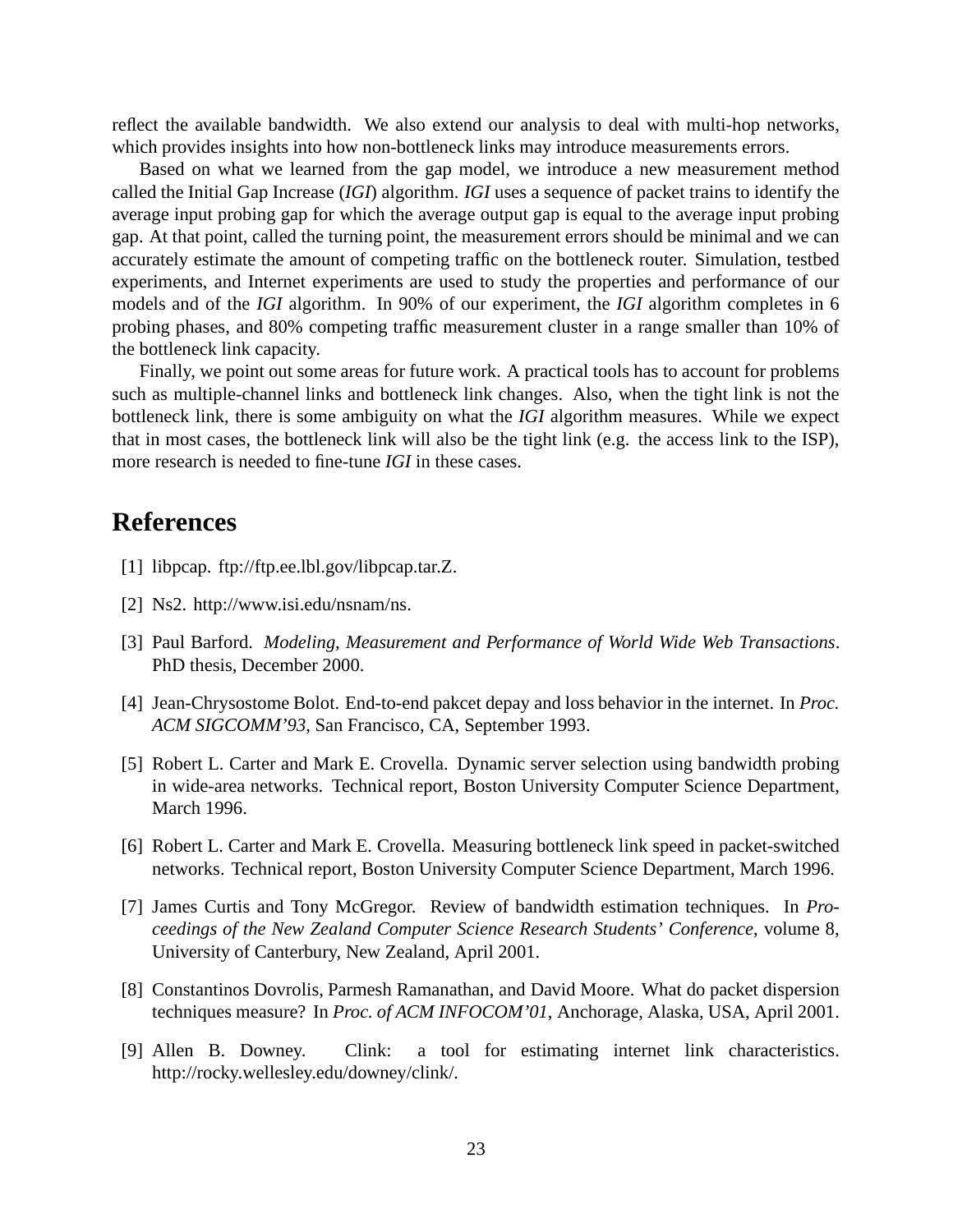reflect the available bandwidth. We also extend our analysis to deal with multi-hop networks, which provides insights into how non-bottleneck links may introduce measurements errors.

Based on what we learned from the gap model, we introduce a new measurement method called the Initial Gap Increase (*IGI*) algorithm. *IGI* uses a sequence of packet trains to identify the average input probing gap for which the average output gap is equal to the average input probing gap. At that point, called the turning point, the measurement errors should be minimal and we can accurately estimate the amount of competing traffic on the bottleneck router. Simulation, testbed experiments, and Internet experiments are used to study the properties and performance of our models and of the *IGI* algorithm. In 90% of our experiment, the *IGI* algorithm completes in 6 probing phases, and 80% competing traffic measurement cluster in a range smaller than 10% of the bottleneck link capacity.

Finally, we point out some areas for future work. A practical tools has to account for problems such as multiple-channel links and bottleneck link changes. Also, when the tight link is not the bottleneck link, there is some ambiguity on what the *IGI* algorithm measures. While we expect that in most cases, the bottleneck link will also be the tight link (e.g. the access link to the ISP), more research is needed to fine-tune *IGI* in these cases.

# References

[1] libpcap. ftp://ftp.ee.lbl.gov/libpcap.tar.Z.

[2] Ns2. http://www.isi.edu/nsnam/ns.

[3] Paul Barford. *Modeling, Measurement and Performance of World Wide Web Transactions*. PhD thesis, December 2000.

[4] Jean-Chrysostome Bolot. End-to-end pakcet depay and loss behavior in the internet. In *Proc. ACM SIGCOMM'93*, San Francisco, CA, September 1993.

[5] Robert L. Carter and Mark E. Crovella. Dynamic server selection using bandwidth probing in wide-area networks. Technical report, Boston University Computer Science Department, March 1996.

[6] Robert L. Carter and Mark E. Crovella. Measuring bottleneck link speed in packet-switched networks. Technical report, Boston University Computer Science Department, March 1996.

[7] James Curtis and Tony McGregor. Review of bandwidth estimation techniques. In *Proceedings of the New Zealand Computer Science Research Students' Conference*, volume 8, University of Canterbury, New Zealand, April 2001.

[8] Constantinos Dovrolis, Parmesh Ramanathan, and David Moore. What do packet dispersion techniques measure? In *Proc. of ACM INFOCOM'01*, Anchorage, Alaska, USA, April 2001.

[9] Allen B. Downey. Clink: a tool for estimating internet link characteristics. http://rocky.wellesley.edu/downey/clink/.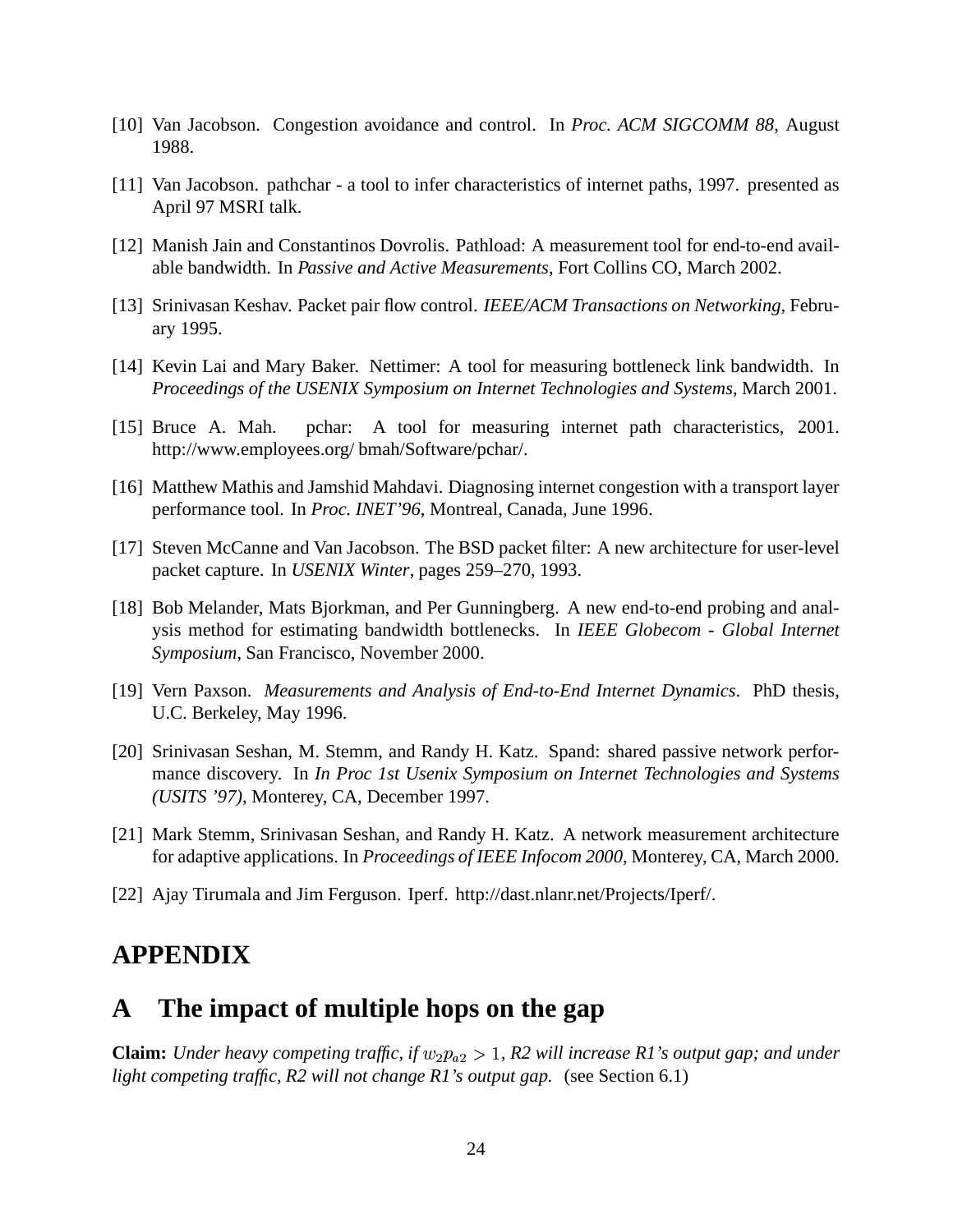[10] Van Jacobson. Congestion avoidance and control. In *Proc. ACM SIGCOMM 88*, August 1988.

[11] Van Jacobson. pathchar - a tool to infer characteristics of internet paths, 1997. presented as April 97 MSRI talk.

[12] Manish Jain and Constantinos Dovrolis. Pathload: A measurement tool for end-to-end available bandwidth. In *Passive and Active Measurements*, Fort Collins CO, March 2002.

[13] Srinivasan Keshav. Packet pair flow control. *IEEE/ACM Transactions on Networking*, February 1995.

[14] Kevin Lai and Mary Baker. Nettimer: A tool for measuring bottleneck link bandwidth. In *Proceedings of the USENIX Symposium on Internet Technologies and Systems*, March 2001.

[15] Bruce A. Mah. pchar: A tool for measuring internet path characteristics, 2001. http://www.employees.org/ bmah/Software/pchar/.

[16] Matthew Mathis and Jamshid Mahdavi. Diagnosing internet congestion with a transport layer performance tool. In *Proc. INET'96*, Montreal, Canada, June 1996.

[17] Steven McCanne and Van Jacobson. The BSD packet filter: A new architecture for user-level packet capture. In *USENIX Winter*, pages 259–270, 1993.

[18] Bob Melander, Mats Bjorkman, and Per Gunningberg. A new end-to-end probing and analysis method for estimating bandwidth bottlenecks. In *IEEE Globecom - Global Internet Symposium*, San Francisco, November 2000.

[19] Vern Paxson. *Measurements and Analysis of End-to-End Internet Dynamics*. PhD thesis, U.C. Berkeley, May 1996.

[20] Srinivasan Seshan, M. Stemm, and Randy H. Katz. Spand: shared passive network performance discovery. In *In Proc 1st Usenix Symposium on Internet Technologies and Systems (USITS '97)*, Monterey, CA, December 1997.

[21] Mark Stemm, Srinivasan Seshan, and Randy H. Katz. A network measurement architecture for adaptive applications. In *Proceedings of IEEE Infocom 2000*, Monterey, CA, March 2000.

[22] Ajay Tirumala and Jim Ferguson. Iperf. http://dast.nlanr.net/Projects/Iperf/.

# APPENDIX

## A The impact of multiple hops on the gap

**Claim:** *Under heavy competing traffic, if $w_2 p_{a2} > 1$, R2 will increase R1's output gap; and under light competing traffic, R2 will not change R1's output gap.* (see Section 6.1)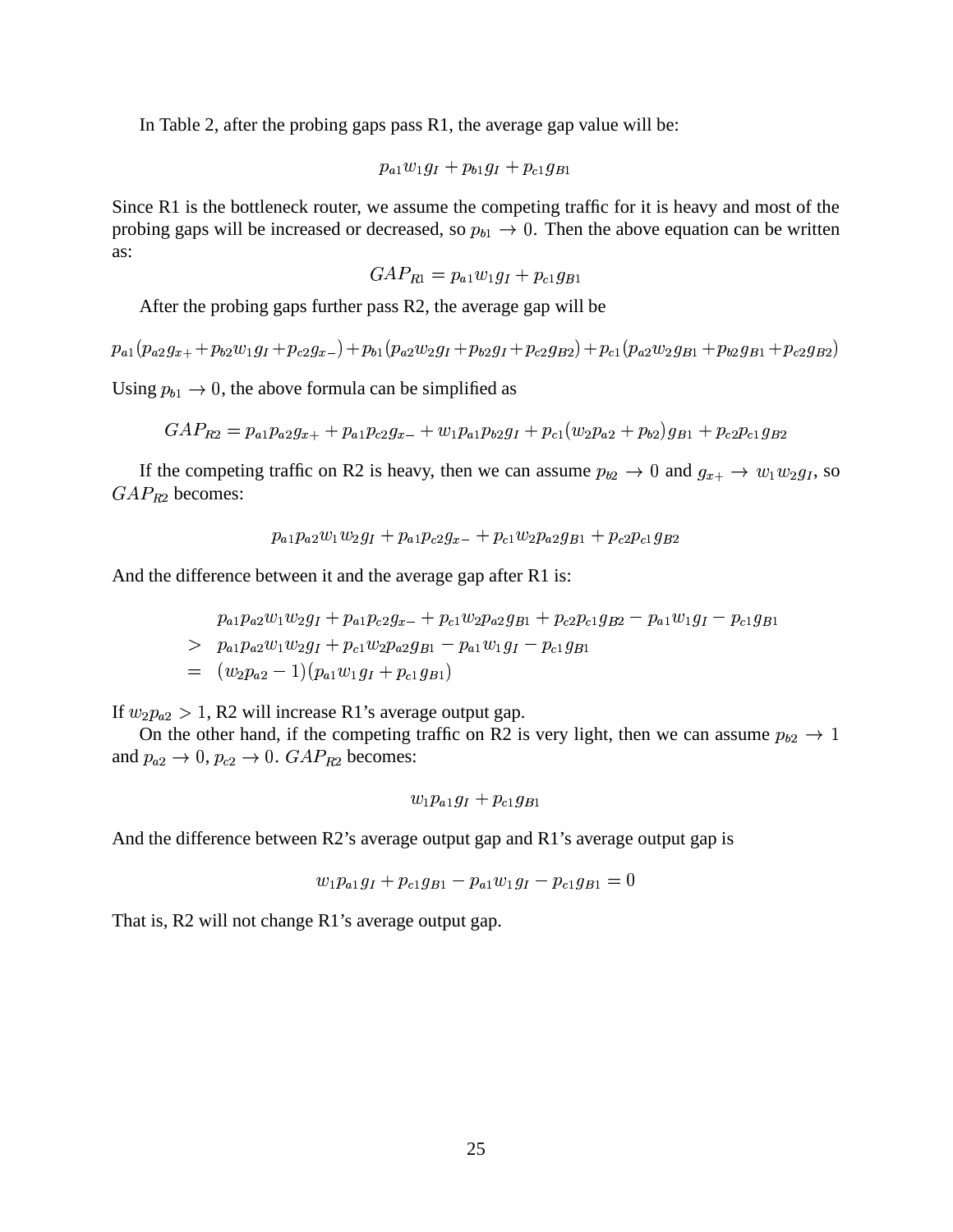In Table 2, after the probing gaps pass R1, the average gap value will be:

$$p_{a1} w_1 g_I + p_{b1} g_I + p_{c1} g_{B1}$$

Since R1 is the bottleneck router, we assume the competing traffic for it is heavy and most of the probing gaps will be increased or decreased, so $p_{b1} \to 0$. Then the above equation can be written as:

$$GAP_{R1} = p_{a1} w_1 g_I + p_{c1} g_{B1}$$

After the probing gaps further pass R2, the average gap will be

$$p_{a1}(p_{a2} g_{x+} + p_{b2} w_1 g_I + p_{c2} g_{x-}) + p_{b1}(p_{a2} w_2 g_I + p_{b2} g_I + p_{c2} g_{B2}) + p_{c1}(p_{a2} w_2 g_{B1} + p_{b2} g_{B1} + p_{c2} g_{B2})$$

Using $p_{b1} \to 0$, the above formula can be simplified as

$$GAP_{R2} = p_{a1} p_{a2} g_{x+} + p_{a1} p_{c2} g_{x-} + w_1 p_{a1} p_{b2} g_I + p_{c1}(w_2 p_{a2} + p_{b2}) g_{B1} + p_{c2} p_{c1} g_{B2}$$

If the competing traffic on R2 is heavy, then we can assume $p_{b2} \to 0$ and $g_{x+} \to w_1 w_2 g_I$, so $GAP_{R2}$ becomes:

$$p_{a1} p_{a2} w_1 w_2 g_I + p_{a1} p_{c2} g_{x-} + p_{c1} w_2 p_{a2} g_{B1} + p_{c2} p_{c1} g_{B2}$$

And the difference between it and the average gap after R1 is:

$$\begin{aligned}
& p_{a1} p_{a2} w_1 w_2 g_I + p_{a1} p_{c2} g_{x-} + p_{c1} w_2 p_{a2} g_{B1} + p_{c2} p_{c1} g_{B2} - p_{a1} w_1 g_I - p_{c1} g_{B1} \\
> \; & p_{a1} p_{a2} w_1 w_2 g_I + p_{c1} w_2 p_{a2} g_{B1} - p_{a1} w_1 g_I - p_{c1} g_{B1} \\
= \; & (w_2 p_{a2} - 1)(p_{a1} w_1 g_I + p_{c1} g_{B1})
\end{aligned}$$

If $w_2 p_{a2} > 1$, R2 will increase R1's average output gap.

On the other hand, if the competing traffic on R2 is very light, then we can assume $p_{b2} \to 1$ and $p_{a2} \to 0$, $p_{c2} \to 0$. $GAP_{R2}$ becomes:

$$w_1 p_{a1} g_I + p_{c1} g_{B1}$$

And the difference between R2's average output gap and R1's average output gap is

$$w_1 p_{a1} g_I + p_{c1} g_{B1} - p_{a1} w_1 g_I - p_{c1} g_{B1} = 0$$

That is, R2 will not change R1's average output gap.